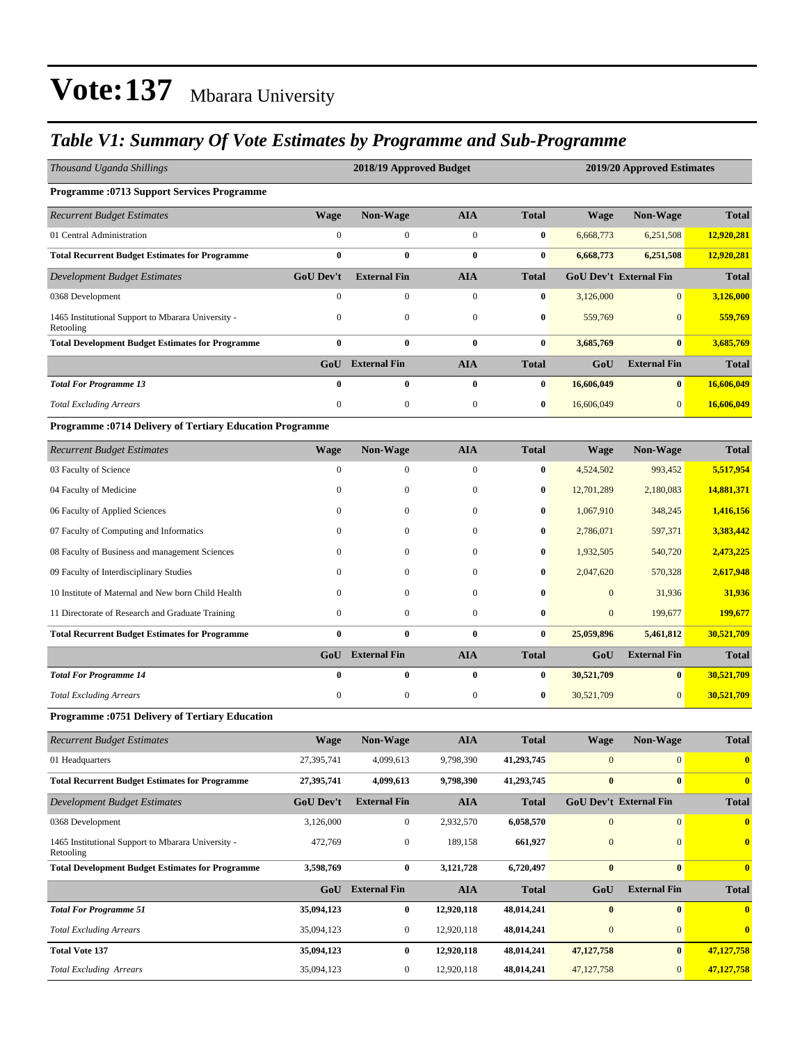# Vote:137 Mbarara University

## *Table V1: Summary Of Vote Estimates by Programme and Sub-Programme*

| *Thousand Uganda Shillings* | 2018/19 Approved Budget | | | | 2019/20 Approved Estimates | | |
|---|---|---|---|---|---|---|---|
| **Programme :0713 Support Services Programme** | | | | | | | |
| *Recurrent Budget Estimates* | **Wage** | **Non-Wage** | **AIA** | **Total** | **Wage** | **Non-Wage** | **Total** |
| 01 Central Administration | 0 | 0 | 0 | **0** | 6,668,773 | 6,251,508 | **12,920,281** |
| **Total Recurrent Budget Estimates for Programme** | **0** | **0** | **0** | **0** | **6,668,773** | **6,251,508** | **12,920,281** |
| *Development Budget Estimates* | **GoU Dev't** | **External Fin** | **AIA** | **Total** | **GoU Dev't** | **External Fin** | **Total** |
| 0368 Development | 0 | 0 | 0 | **0** | 3,126,000 | 0 | **3,126,000** |
| 1465 Institutional Support to Mbarara University - Retooling | 0 | 0 | 0 | **0** | 559,769 | 0 | **559,769** |
| **Total Development Budget Estimates for Programme** | **0** | **0** | **0** | **0** | **3,685,769** | **0** | **3,685,769** |
| | **GoU** | **External Fin** | **AIA** | **Total** | **GoU** | **External Fin** | **Total** |
| ***Total For Programme 13*** | **0** | **0** | **0** | **0** | **16,606,049** | **0** | **16,606,049** |
| *Total Excluding Arrears* | 0 | 0 | 0 | **0** | 16,606,049 | 0 | **16,606,049** |
| **Programme :0714 Delivery of Tertiary Education Programme** | | | | | | | |
| *Recurrent Budget Estimates* | **Wage** | **Non-Wage** | **AIA** | **Total** | **Wage** | **Non-Wage** | **Total** |
| 03 Faculty of Science | 0 | 0 | 0 | **0** | 4,524,502 | 993,452 | **5,517,954** |
| 04 Faculty of Medicine | 0 | 0 | 0 | **0** | 12,701,289 | 2,180,083 | **14,881,371** |
| 06 Faculty of Applied Sciences | 0 | 0 | 0 | **0** | 1,067,910 | 348,245 | **1,416,156** |
| 07 Faculty of Computing and Informatics | 0 | 0 | 0 | **0** | 2,786,071 | 597,371 | **3,383,442** |
| 08 Faculty of Business and management Sciences | 0 | 0 | 0 | **0** | 1,932,505 | 540,720 | **2,473,225** |
| 09 Faculty of Interdisciplinary Studies | 0 | 0 | 0 | **0** | 2,047,620 | 570,328 | **2,617,948** |
| 10 Institute of Maternal and New born Child Health | 0 | 0 | 0 | **0** | 0 | 31,936 | **31,936** |
| 11 Directorate of Research and Graduate Training | 0 | 0 | 0 | **0** | 0 | 199,677 | **199,677** |
| **Total Recurrent Budget Estimates for Programme** | **0** | **0** | **0** | **0** | **25,059,896** | **5,461,812** | **30,521,709** |
| | **GoU** | **External Fin** | **AIA** | **Total** | **GoU** | **External Fin** | **Total** |
| ***Total For Programme 14*** | **0** | **0** | **0** | **0** | **30,521,709** | **0** | **30,521,709** |
| *Total Excluding Arrears* | 0 | 0 | 0 | **0** | 30,521,709 | 0 | **30,521,709** |
| **Programme :0751 Delivery of Tertiary Education** | | | | | | | |
| *Recurrent Budget Estimates* | **Wage** | **Non-Wage** | **AIA** | **Total** | **Wage** | **Non-Wage** | **Total** |
| 01 Headquarters | 27,395,741 | 4,099,613 | 9,798,390 | **41,293,745** | 0 | 0 | **0** |
| **Total Recurrent Budget Estimates for Programme** | **27,395,741** | **4,099,613** | **9,798,390** | **41,293,745** | **0** | **0** | **0** |
| *Development Budget Estimates* | **GoU Dev't** | **External Fin** | **AIA** | **Total** | **GoU Dev't** | **External Fin** | **Total** |
| 0368 Development | 3,126,000 | 0 | 2,932,570 | **6,058,570** | 0 | 0 | **0** |
| 1465 Institutional Support to Mbarara University - Retooling | 472,769 | 0 | 189,158 | **661,927** | 0 | 0 | **0** |
| **Total Development Budget Estimates for Programme** | **3,598,769** | **0** | **3,121,728** | **6,720,497** | **0** | **0** | **0** |
| | **GoU** | **External Fin** | **AIA** | **Total** | **GoU** | **External Fin** | **Total** |
| ***Total For Programme 51*** | **35,094,123** | **0** | **12,920,118** | **48,014,241** | **0** | **0** | **0** |
| *Total Excluding Arrears* | 35,094,123 | 0 | 12,920,118 | **48,014,241** | 0 | 0 | **0** |
| **Total Vote 137** | **35,094,123** | **0** | **12,920,118** | **48,014,241** | **47,127,758** | **0** | **47,127,758** |
| *Total Excluding Arrears* | 35,094,123 | 0 | 12,920,118 | **48,014,241** | 47,127,758 | 0 | **47,127,758** |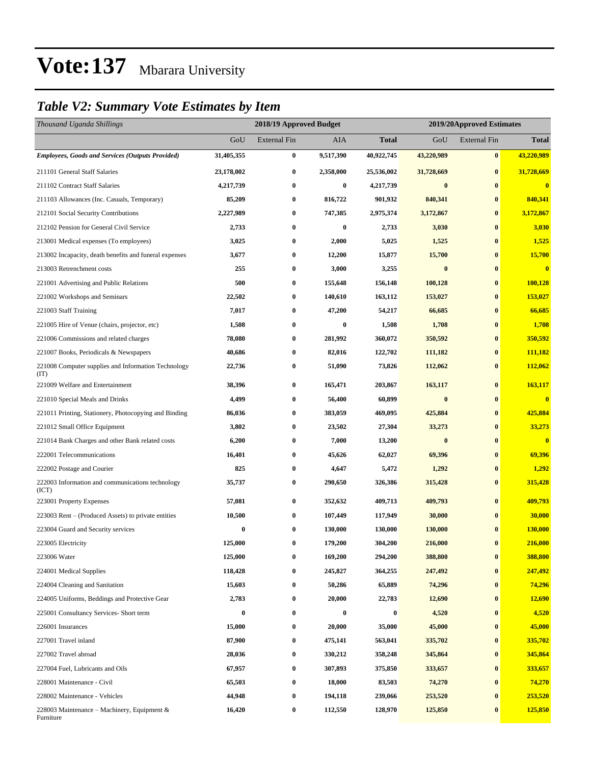# Vote:137 Mbarara University

## *Table V2: Summary Vote Estimates by Item*

| *Thousand Uganda Shillings* | 2018/19 Approved Budget | | | | 2019/20Approved Estimates | | |
|---|---|---|---|---|---|---|---|
| | GoU | External Fin | AIA | **Total** | GoU | External Fin | **Total** |
| ***Employees, Goods and Services (Outputs Provided)*** | **31,405,355** | **0** | **9,517,390** | **40,922,745** | **43,220,989** | **0** | **43,220,989** |
| 211101 General Staff Salaries | **23,178,002** | **0** | **2,358,000** | **25,536,002** | **31,728,669** | **0** | **31,728,669** |
| 211102 Contract Staff Salaries | **4,217,739** | **0** | **0** | **4,217,739** | **0** | **0** | **0** |
| 211103 Allowances (Inc. Casuals, Temporary) | **85,209** | **0** | **816,722** | **901,932** | **840,341** | **0** | **840,341** |
| 212101 Social Security Contributions | **2,227,989** | **0** | **747,385** | **2,975,374** | **3,172,867** | **0** | **3,172,867** |
| 212102 Pension for General Civil Service | **2,733** | **0** | **0** | **2,733** | **3,030** | **0** | **3,030** |
| 213001 Medical expenses (To employees) | **3,025** | **0** | **2,000** | **5,025** | **1,525** | **0** | **1,525** |
| 213002 Incapacity, death benefits and funeral expenses | **3,677** | **0** | **12,200** | **15,877** | **15,700** | **0** | **15,700** |
| 213003 Retrenchment costs | **255** | **0** | **3,000** | **3,255** | **0** | **0** | **0** |
| 221001 Advertising and Public Relations | **500** | **0** | **155,648** | **156,148** | **100,128** | **0** | **100,128** |
| 221002 Workshops and Seminars | **22,502** | **0** | **140,610** | **163,112** | **153,027** | **0** | **153,027** |
| 221003 Staff Training | **7,017** | **0** | **47,200** | **54,217** | **66,685** | **0** | **66,685** |
| 221005 Hire of Venue (chairs, projector, etc) | **1,508** | **0** | **0** | **1,508** | **1,708** | **0** | **1,708** |
| 221006 Commissions and related charges | **78,080** | **0** | **281,992** | **360,072** | **350,592** | **0** | **350,592** |
| 221007 Books, Periodicals & Newspapers | **40,686** | **0** | **82,016** | **122,702** | **111,182** | **0** | **111,182** |
| 221008 Computer supplies and Information Technology (IT) | **22,736** | **0** | **51,090** | **73,826** | **112,062** | **0** | **112,062** |
| 221009 Welfare and Entertainment | **38,396** | **0** | **165,471** | **203,867** | **163,117** | **0** | **163,117** |
| 221010 Special Meals and Drinks | **4,499** | **0** | **56,400** | **60,899** | **0** | **0** | **0** |
| 221011 Printing, Stationery, Photocopying and Binding | **86,036** | **0** | **383,059** | **469,095** | **425,884** | **0** | **425,884** |
| 221012 Small Office Equipment | **3,802** | **0** | **23,502** | **27,304** | **33,273** | **0** | **33,273** |
| 221014 Bank Charges and other Bank related costs | **6,200** | **0** | **7,000** | **13,200** | **0** | **0** | **0** |
| 222001 Telecommunications | **16,401** | **0** | **45,626** | **62,027** | **69,396** | **0** | **69,396** |
| 222002 Postage and Courier | **825** | **0** | **4,647** | **5,472** | **1,292** | **0** | **1,292** |
| 222003 Information and communications technology (ICT) | **35,737** | **0** | **290,650** | **326,386** | **315,428** | **0** | **315,428** |
| 223001 Property Expenses | **57,081** | **0** | **352,632** | **409,713** | **409,793** | **0** | **409,793** |
| 223003 Rent – (Produced Assets) to private entities | **10,500** | **0** | **107,449** | **117,949** | **30,000** | **0** | **30,000** |
| 223004 Guard and Security services | **0** | **0** | **130,000** | **130,000** | **130,000** | **0** | **130,000** |
| 223005 Electricity | **125,000** | **0** | **179,200** | **304,200** | **216,000** | **0** | **216,000** |
| 223006 Water | **125,000** | **0** | **169,200** | **294,200** | **388,800** | **0** | **388,800** |
| 224001 Medical Supplies | **118,428** | **0** | **245,827** | **364,255** | **247,492** | **0** | **247,492** |
| 224004 Cleaning and Sanitation | **15,603** | **0** | **50,286** | **65,889** | **74,296** | **0** | **74,296** |
| 224005 Uniforms, Beddings and Protective Gear | **2,783** | **0** | **20,000** | **22,783** | **12,690** | **0** | **12,690** |
| 225001 Consultancy Services- Short term | **0** | **0** | **0** | **0** | **4,520** | **0** | **4,520** |
| 226001 Insurances | **15,000** | **0** | **20,000** | **35,000** | **45,000** | **0** | **45,000** |
| 227001 Travel inland | **87,900** | **0** | **475,141** | **563,041** | **335,702** | **0** | **335,702** |
| 227002 Travel abroad | **28,036** | **0** | **330,212** | **358,248** | **345,864** | **0** | **345,864** |
| 227004 Fuel, Lubricants and Oils | **67,957** | **0** | **307,893** | **375,850** | **333,657** | **0** | **333,657** |
| 228001 Maintenance - Civil | **65,503** | **0** | **18,000** | **83,503** | **74,270** | **0** | **74,270** |
| 228002 Maintenance - Vehicles | **44,948** | **0** | **194,118** | **239,066** | **253,520** | **0** | **253,520** |
| 228003 Maintenance – Machinery, Equipment & Furniture | **16,420** | **0** | **112,550** | **128,970** | **125,850** | **0** | **125,850** |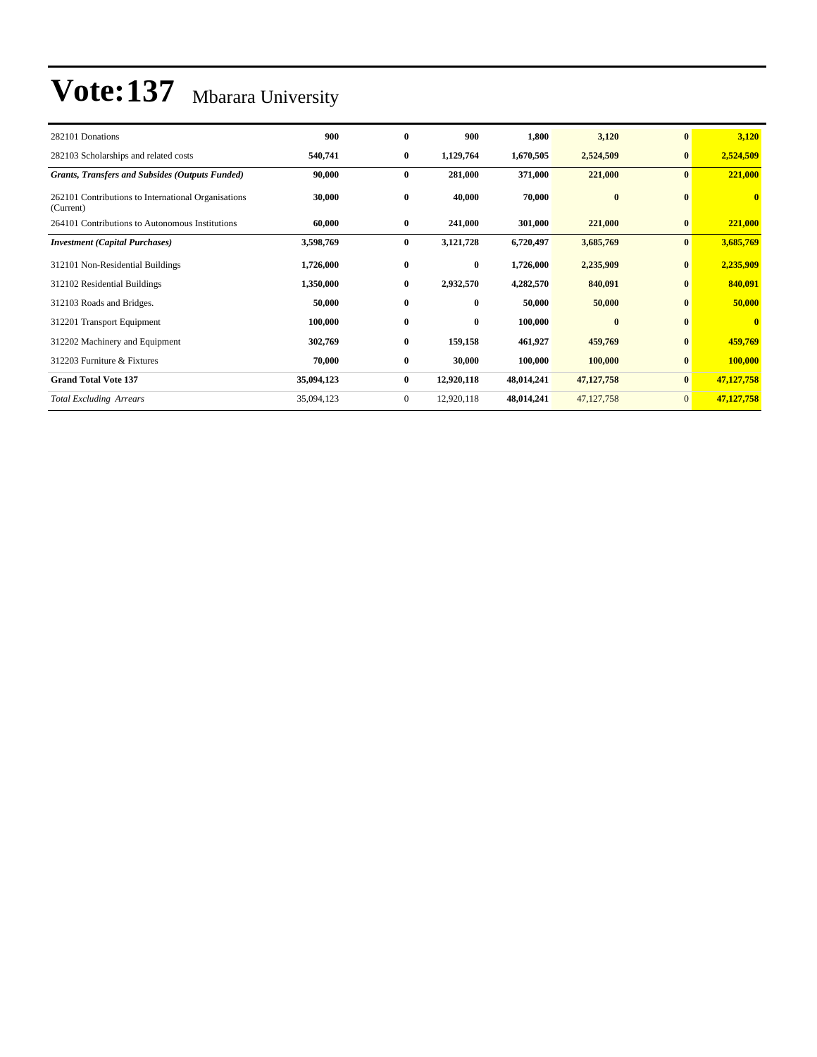# Vote:137 Mbarara University

| | | | | | | | |
|---|---|---|---|---|---|---|---|
| 282101 Donations | **900** | **0** | **900** | **1,800** | **3,120** | **0** | **3,120** |
| 282103 Scholarships and related costs | **540,741** | **0** | **1,129,764** | **1,670,505** | **2,524,509** | **0** | **2,524,509** |
| ***Grants, Transfers and Subsides (Outputs Funded)*** | **90,000** | **0** | **281,000** | **371,000** | **221,000** | **0** | **221,000** |
| 262101 Contributions to International Organisations (Current) | **30,000** | **0** | **40,000** | **70,000** | **0** | **0** | **0** |
| 264101 Contributions to Autonomous Institutions | **60,000** | **0** | **241,000** | **301,000** | **221,000** | **0** | **221,000** |
| ***Investment (Capital Purchases)*** | **3,598,769** | **0** | **3,121,728** | **6,720,497** | **3,685,769** | **0** | **3,685,769** |
| 312101 Non-Residential Buildings | **1,726,000** | **0** | **0** | **1,726,000** | **2,235,909** | **0** | **2,235,909** |
| 312102 Residential Buildings | **1,350,000** | **0** | **2,932,570** | **4,282,570** | **840,091** | **0** | **840,091** |
| 312103 Roads and Bridges. | **50,000** | **0** | **0** | **50,000** | **50,000** | **0** | **50,000** |
| 312201 Transport Equipment | **100,000** | **0** | **0** | **100,000** | **0** | **0** | **0** |
| 312202 Machinery and Equipment | **302,769** | **0** | **159,158** | **461,927** | **459,769** | **0** | **459,769** |
| 312203 Furniture & Fixtures | **70,000** | **0** | **30,000** | **100,000** | **100,000** | **0** | **100,000** |
| **Grand Total Vote 137** | **35,094,123** | **0** | **12,920,118** | **48,014,241** | **47,127,758** | **0** | **47,127,758** |
| *Total Excluding Arrears* | 35,094,123 | 0 | 12,920,118 | **48,014,241** | 47,127,758 | 0 | **47,127,758** |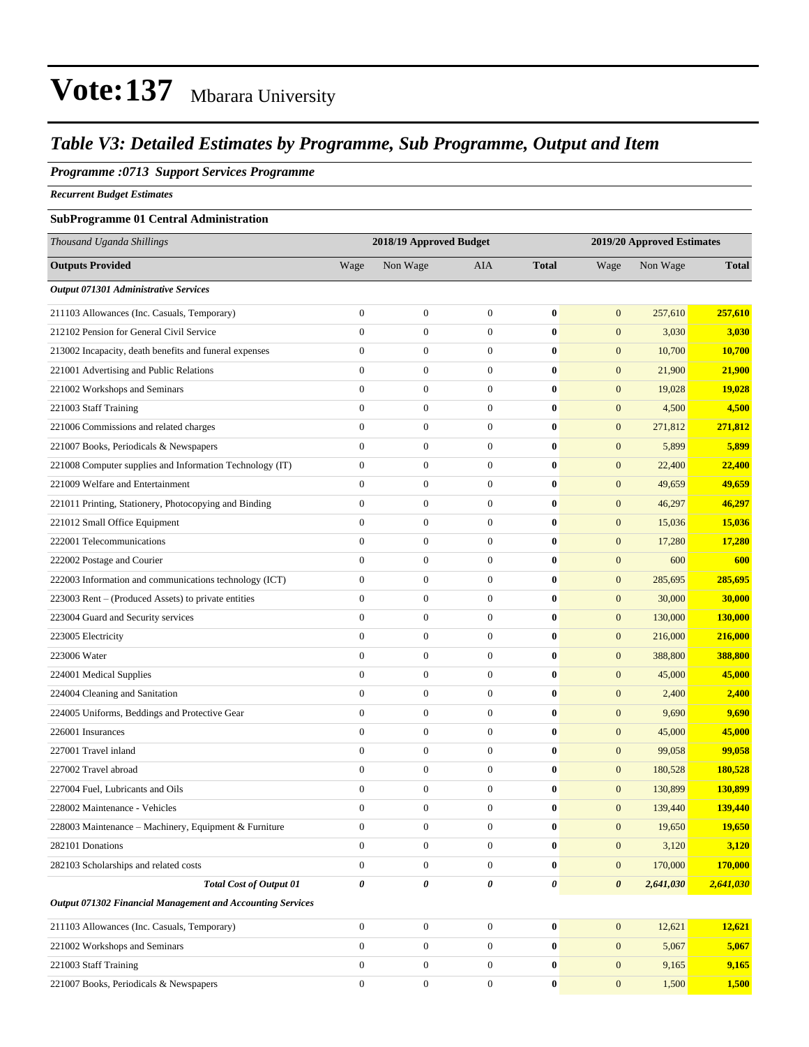# Vote:137 Mbarara University

## *Table V3: Detailed Estimates by Programme, Sub Programme, Output and Item*

### *Programme :0713 Support Services Programme*

***Recurrent Budget Estimates***

**SubProgramme 01 Central Administration**

| *Thousand Uganda Shillings* | 2018/19 Approved Budget | | | | 2019/20 Approved Estimates | | |
|---|---|---|---|---|---|---|---|
| **Outputs Provided** | Wage | Non Wage | AIA | **Total** | Wage | Non Wage | **Total** |
| ***Output 071301 Administrative Services*** | | | | | | | |
| 211103 Allowances (Inc. Casuals, Temporary) | 0 | 0 | 0 | **0** | 0 | 257,610 | **257,610** |
| 212102 Pension for General Civil Service | 0 | 0 | 0 | **0** | 0 | 3,030 | **3,030** |
| 213002 Incapacity, death benefits and funeral expenses | 0 | 0 | 0 | **0** | 0 | 10,700 | **10,700** |
| 221001 Advertising and Public Relations | 0 | 0 | 0 | **0** | 0 | 21,900 | **21,900** |
| 221002 Workshops and Seminars | 0 | 0 | 0 | **0** | 0 | 19,028 | **19,028** |
| 221003 Staff Training | 0 | 0 | 0 | **0** | 0 | 4,500 | **4,500** |
| 221006 Commissions and related charges | 0 | 0 | 0 | **0** | 0 | 271,812 | **271,812** |
| 221007 Books, Periodicals & Newspapers | 0 | 0 | 0 | **0** | 0 | 5,899 | **5,899** |
| 221008 Computer supplies and Information Technology (IT) | 0 | 0 | 0 | **0** | 0 | 22,400 | **22,400** |
| 221009 Welfare and Entertainment | 0 | 0 | 0 | **0** | 0 | 49,659 | **49,659** |
| 221011 Printing, Stationery, Photocopying and Binding | 0 | 0 | 0 | **0** | 0 | 46,297 | **46,297** |
| 221012 Small Office Equipment | 0 | 0 | 0 | **0** | 0 | 15,036 | **15,036** |
| 222001 Telecommunications | 0 | 0 | 0 | **0** | 0 | 17,280 | **17,280** |
| 222002 Postage and Courier | 0 | 0 | 0 | **0** | 0 | 600 | **600** |
| 222003 Information and communications technology (ICT) | 0 | 0 | 0 | **0** | 0 | 285,695 | **285,695** |
| 223003 Rent – (Produced Assets) to private entities | 0 | 0 | 0 | **0** | 0 | 30,000 | **30,000** |
| 223004 Guard and Security services | 0 | 0 | 0 | **0** | 0 | 130,000 | **130,000** |
| 223005 Electricity | 0 | 0 | 0 | **0** | 0 | 216,000 | **216,000** |
| 223006 Water | 0 | 0 | 0 | **0** | 0 | 388,800 | **388,800** |
| 224001 Medical Supplies | 0 | 0 | 0 | **0** | 0 | 45,000 | **45,000** |
| 224004 Cleaning and Sanitation | 0 | 0 | 0 | **0** | 0 | 2,400 | **2,400** |
| 224005 Uniforms, Beddings and Protective Gear | 0 | 0 | 0 | **0** | 0 | 9,690 | **9,690** |
| 226001 Insurances | 0 | 0 | 0 | **0** | 0 | 45,000 | **45,000** |
| 227001 Travel inland | 0 | 0 | 0 | **0** | 0 | 99,058 | **99,058** |
| 227002 Travel abroad | 0 | 0 | 0 | **0** | 0 | 180,528 | **180,528** |
| 227004 Fuel, Lubricants and Oils | 0 | 0 | 0 | **0** | 0 | 130,899 | **130,899** |
| 228002 Maintenance - Vehicles | 0 | 0 | 0 | **0** | 0 | 139,440 | **139,440** |
| 228003 Maintenance – Machinery, Equipment & Furniture | 0 | 0 | 0 | **0** | 0 | 19,650 | **19,650** |
| 282101 Donations | 0 | 0 | 0 | **0** | 0 | 3,120 | **3,120** |
| 282103 Scholarships and related costs | 0 | 0 | 0 | **0** | 0 | 170,000 | **170,000** |
| ***Total Cost of Output 01*** | ***0*** | ***0*** | ***0*** | ***0*** | ***0*** | ***2,641,030*** | ***2,641,030*** |
| ***Output 071302 Financial Management and Accounting Services*** | | | | | | | |
| 211103 Allowances (Inc. Casuals, Temporary) | 0 | 0 | 0 | **0** | 0 | 12,621 | **12,621** |
| 221002 Workshops and Seminars | 0 | 0 | 0 | **0** | 0 | 5,067 | **5,067** |
| 221003 Staff Training | 0 | 0 | 0 | **0** | 0 | 9,165 | **9,165** |
| 221007 Books, Periodicals & Newspapers | 0 | 0 | 0 | **0** | 0 | 1,500 | **1,500** |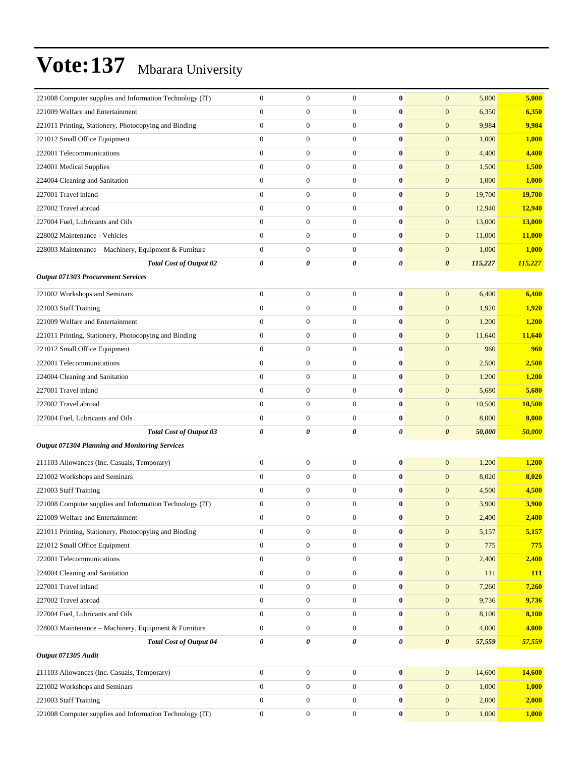| | | | | | | | |
|---|---|---|---|---|---|---|---|
| 221008 Computer supplies and Information Technology (IT) | 0 | 0 | 0 | **0** | 0 | 5,000 | **5,000** |
| 221009 Welfare and Entertainment | 0 | 0 | 0 | **0** | 0 | 6,350 | **6,350** |
| 221011 Printing, Stationery, Photocopying and Binding | 0 | 0 | 0 | **0** | 0 | 9,984 | **9,984** |
| 221012 Small Office Equipment | 0 | 0 | 0 | **0** | 0 | 1,000 | **1,000** |
| 222001 Telecommunications | 0 | 0 | 0 | **0** | 0 | 4,400 | **4,400** |
| 224001 Medical Supplies | 0 | 0 | 0 | **0** | 0 | 1,500 | **1,500** |
| 224004 Cleaning and Sanitation | 0 | 0 | 0 | **0** | 0 | 1,000 | **1,000** |
| 227001 Travel inland | 0 | 0 | 0 | **0** | 0 | 19,700 | **19,700** |
| 227002 Travel abroad | 0 | 0 | 0 | **0** | 0 | 12,940 | **12,940** |
| 227004 Fuel, Lubricants and Oils | 0 | 0 | 0 | **0** | 0 | 13,000 | **13,000** |
| 228002 Maintenance - Vehicles | 0 | 0 | 0 | **0** | 0 | 11,000 | **11,000** |
| 228003 Maintenance – Machinery, Equipment & Furniture | 0 | 0 | 0 | **0** | 0 | 1,000 | **1,000** |
| ***Total Cost of Output 02*** | ***0*** | ***0*** | ***0*** | ***0*** | ***0*** | ***115,227*** | ***115,227*** |
| ***Output 071303 Procurement Services*** | | | | | | | |
| 221002 Workshops and Seminars | 0 | 0 | 0 | **0** | 0 | 6,400 | **6,400** |
| 221003 Staff Training | 0 | 0 | 0 | **0** | 0 | 1,920 | **1,920** |
| 221009 Welfare and Entertainment | 0 | 0 | 0 | **0** | 0 | 1,200 | **1,200** |
| 221011 Printing, Stationery, Photocopying and Binding | 0 | 0 | 0 | **0** | 0 | 11,640 | **11,640** |
| 221012 Small Office Equipment | 0 | 0 | 0 | **0** | 0 | 960 | **960** |
| 222001 Telecommunications | 0 | 0 | 0 | **0** | 0 | 2,500 | **2,500** |
| 224004 Cleaning and Sanitation | 0 | 0 | 0 | **0** | 0 | 1,200 | **1,200** |
| 227001 Travel inland | 0 | 0 | 0 | **0** | 0 | 5,680 | **5,680** |
| 227002 Travel abroad | 0 | 0 | 0 | **0** | 0 | 10,500 | **10,500** |
| 227004 Fuel, Lubricants and Oils | 0 | 0 | 0 | **0** | 0 | 8,000 | **8,000** |
| ***Total Cost of Output 03*** | ***0*** | ***0*** | ***0*** | ***0*** | ***0*** | ***50,000*** | ***50,000*** |
| ***Output 071304 Planning and Monitoring Services*** | | | | | | | |
| 211103 Allowances (Inc. Casuals, Temporary) | 0 | 0 | 0 | **0** | 0 | 1,200 | **1,200** |
| 221002 Workshops and Seminars | 0 | 0 | 0 | **0** | 0 | 8,020 | **8,020** |
| 221003 Staff Training | 0 | 0 | 0 | **0** | 0 | 4,500 | **4,500** |
| 221008 Computer supplies and Information Technology (IT) | 0 | 0 | 0 | **0** | 0 | 3,900 | **3,900** |
| 221009 Welfare and Entertainment | 0 | 0 | 0 | **0** | 0 | 2,400 | **2,400** |
| 221011 Printing, Stationery, Photocopying and Binding | 0 | 0 | 0 | **0** | 0 | 5,157 | **5,157** |
| 221012 Small Office Equipment | 0 | 0 | 0 | **0** | 0 | 775 | **775** |
| 222001 Telecommunications | 0 | 0 | 0 | **0** | 0 | 2,400 | **2,400** |
| 224004 Cleaning and Sanitation | 0 | 0 | 0 | **0** | 0 | 111 | **111** |
| 227001 Travel inland | 0 | 0 | 0 | **0** | 0 | 7,260 | **7,260** |
| 227002 Travel abroad | 0 | 0 | 0 | **0** | 0 | 9,736 | **9,736** |
| 227004 Fuel, Lubricants and Oils | 0 | 0 | 0 | **0** | 0 | 8,100 | **8,100** |
| 228003 Maintenance – Machinery, Equipment & Furniture | 0 | 0 | 0 | **0** | 0 | 4,000 | **4,000** |
| ***Total Cost of Output 04*** | ***0*** | ***0*** | ***0*** | ***0*** | ***0*** | ***57,559*** | ***57,559*** |
| ***Output 071305 Audit*** | | | | | | | |
| 211103 Allowances (Inc. Casuals, Temporary) | 0 | 0 | 0 | **0** | 0 | 14,600 | **14,600** |
| 221002 Workshops and Seminars | 0 | 0 | 0 | **0** | 0 | 1,000 | **1,000** |
| 221003 Staff Training | 0 | 0 | 0 | **0** | 0 | 2,000 | **2,000** |
| 221008 Computer supplies and Information Technology (IT) | 0 | 0 | 0 | **0** | 0 | 1,000 | **1,000** |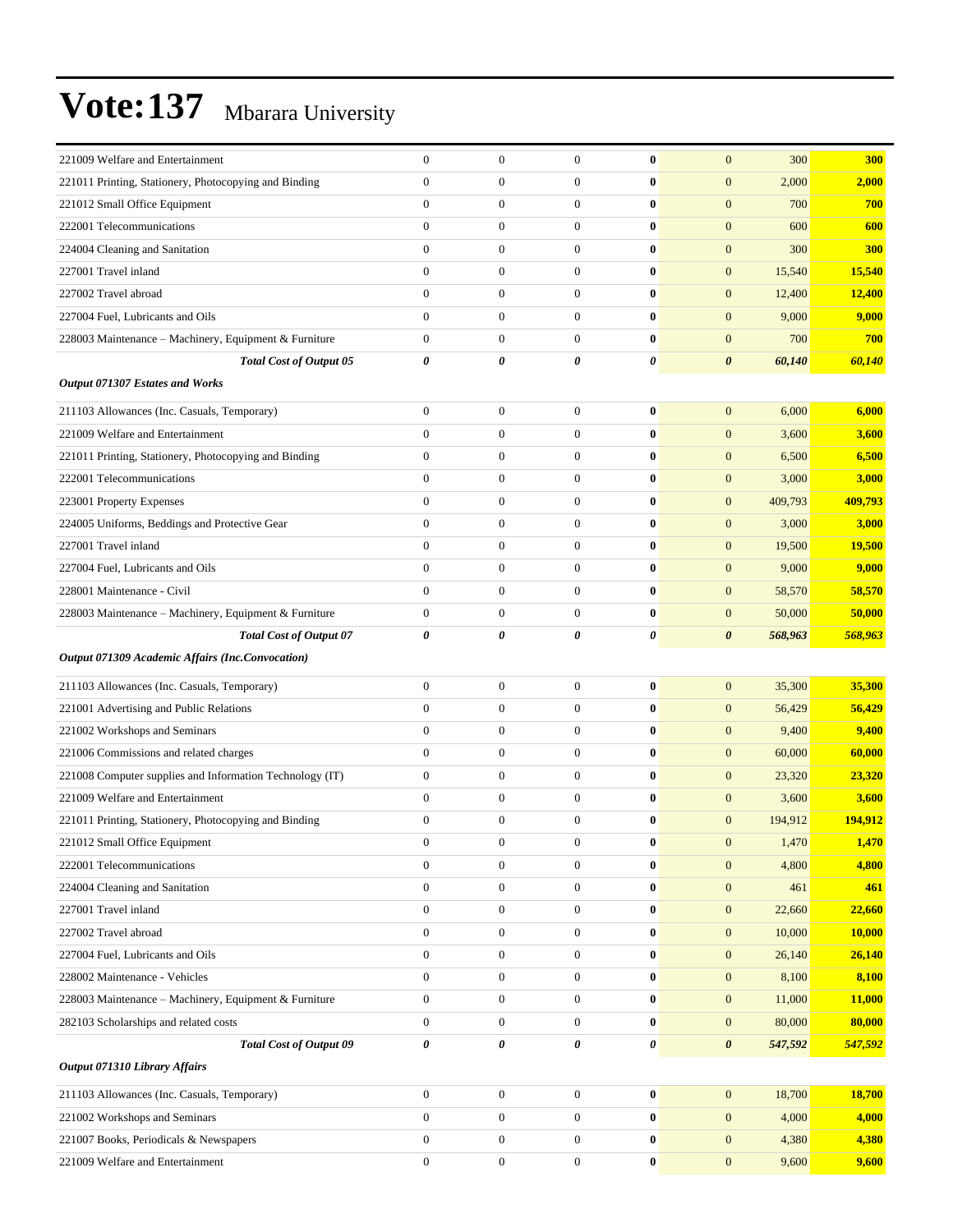# Vote:137 Mbarara University

| | | | | | | | |
|---|---|---|---|---|---|---|---|
| 221009 Welfare and Entertainment | 0 | 0 | 0 | **0** | 0 | 300 | **300** |
| 221011 Printing, Stationery, Photocopying and Binding | 0 | 0 | 0 | **0** | 0 | 2,000 | **2,000** |
| 221012 Small Office Equipment | 0 | 0 | 0 | **0** | 0 | 700 | **700** |
| 222001 Telecommunications | 0 | 0 | 0 | **0** | 0 | 600 | **600** |
| 224004 Cleaning and Sanitation | 0 | 0 | 0 | **0** | 0 | 300 | **300** |
| 227001 Travel inland | 0 | 0 | 0 | **0** | 0 | 15,540 | **15,540** |
| 227002 Travel abroad | 0 | 0 | 0 | **0** | 0 | 12,400 | **12,400** |
| 227004 Fuel, Lubricants and Oils | 0 | 0 | 0 | **0** | 0 | 9,000 | **9,000** |
| 228003 Maintenance – Machinery, Equipment & Furniture | 0 | 0 | 0 | **0** | 0 | 700 | **700** |
| ***Total Cost of Output 05*** | ***0*** | ***0*** | ***0*** | ***0*** | ***0*** | ***60,140*** | ***60,140*** |
| ***Output 071307 Estates and Works*** | | | | | | | |
| 211103 Allowances (Inc. Casuals, Temporary) | 0 | 0 | 0 | **0** | 0 | 6,000 | **6,000** |
| 221009 Welfare and Entertainment | 0 | 0 | 0 | **0** | 0 | 3,600 | **3,600** |
| 221011 Printing, Stationery, Photocopying and Binding | 0 | 0 | 0 | **0** | 0 | 6,500 | **6,500** |
| 222001 Telecommunications | 0 | 0 | 0 | **0** | 0 | 3,000 | **3,000** |
| 223001 Property Expenses | 0 | 0 | 0 | **0** | 0 | 409,793 | **409,793** |
| 224005 Uniforms, Beddings and Protective Gear | 0 | 0 | 0 | **0** | 0 | 3,000 | **3,000** |
| 227001 Travel inland | 0 | 0 | 0 | **0** | 0 | 19,500 | **19,500** |
| 227004 Fuel, Lubricants and Oils | 0 | 0 | 0 | **0** | 0 | 9,000 | **9,000** |
| 228001 Maintenance - Civil | 0 | 0 | 0 | **0** | 0 | 58,570 | **58,570** |
| 228003 Maintenance – Machinery, Equipment & Furniture | 0 | 0 | 0 | **0** | 0 | 50,000 | **50,000** |
| ***Total Cost of Output 07*** | ***0*** | ***0*** | ***0*** | ***0*** | ***0*** | ***568,963*** | ***568,963*** |
| ***Output 071309 Academic Affairs (Inc.Convocation)*** | | | | | | | |
| 211103 Allowances (Inc. Casuals, Temporary) | 0 | 0 | 0 | **0** | 0 | 35,300 | **35,300** |
| 221001 Advertising and Public Relations | 0 | 0 | 0 | **0** | 0 | 56,429 | **56,429** |
| 221002 Workshops and Seminars | 0 | 0 | 0 | **0** | 0 | 9,400 | **9,400** |
| 221006 Commissions and related charges | 0 | 0 | 0 | **0** | 0 | 60,000 | **60,000** |
| 221008 Computer supplies and Information Technology (IT) | 0 | 0 | 0 | **0** | 0 | 23,320 | **23,320** |
| 221009 Welfare and Entertainment | 0 | 0 | 0 | **0** | 0 | 3,600 | **3,600** |
| 221011 Printing, Stationery, Photocopying and Binding | 0 | 0 | 0 | **0** | 0 | 194,912 | **194,912** |
| 221012 Small Office Equipment | 0 | 0 | 0 | **0** | 0 | 1,470 | **1,470** |
| 222001 Telecommunications | 0 | 0 | 0 | **0** | 0 | 4,800 | **4,800** |
| 224004 Cleaning and Sanitation | 0 | 0 | 0 | **0** | 0 | 461 | **461** |
| 227001 Travel inland | 0 | 0 | 0 | **0** | 0 | 22,660 | **22,660** |
| 227002 Travel abroad | 0 | 0 | 0 | **0** | 0 | 10,000 | **10,000** |
| 227004 Fuel, Lubricants and Oils | 0 | 0 | 0 | **0** | 0 | 26,140 | **26,140** |
| 228002 Maintenance - Vehicles | 0 | 0 | 0 | **0** | 0 | 8,100 | **8,100** |
| 228003 Maintenance – Machinery, Equipment & Furniture | 0 | 0 | 0 | **0** | 0 | 11,000 | **11,000** |
| 282103 Scholarships and related costs | 0 | 0 | 0 | **0** | 0 | 80,000 | **80,000** |
| ***Total Cost of Output 09*** | ***0*** | ***0*** | ***0*** | ***0*** | ***0*** | ***547,592*** | ***547,592*** |
| ***Output 071310 Library Affairs*** | | | | | | | |
| 211103 Allowances (Inc. Casuals, Temporary) | 0 | 0 | 0 | **0** | 0 | 18,700 | **18,700** |
| 221002 Workshops and Seminars | 0 | 0 | 0 | **0** | 0 | 4,000 | **4,000** |
| 221007 Books, Periodicals & Newspapers | 0 | 0 | 0 | **0** | 0 | 4,380 | **4,380** |
| 221009 Welfare and Entertainment | 0 | 0 | 0 | **0** | 0 | 9,600 | **9,600** |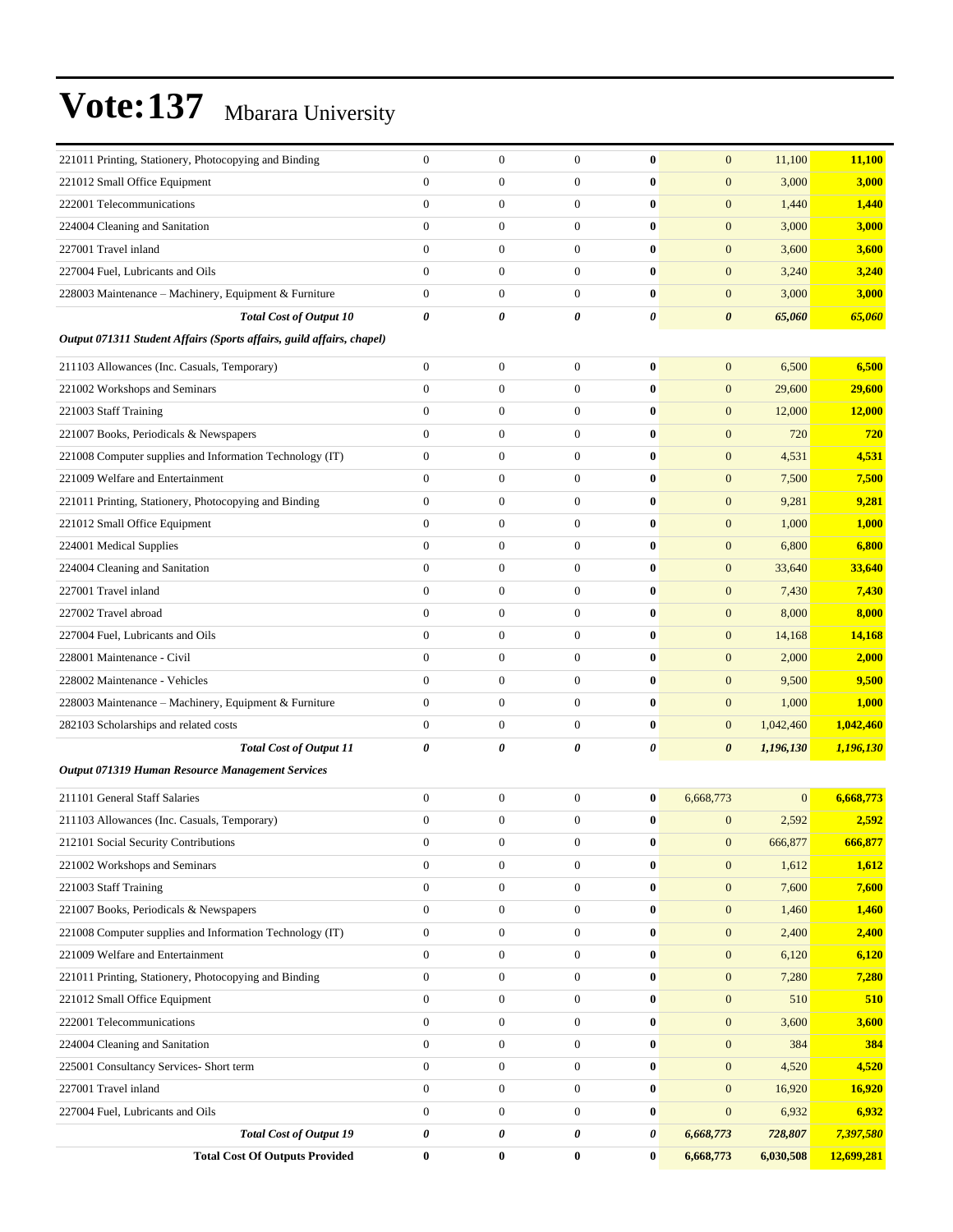# Vote:137 Mbarara University

| | | | | | | | |
|---|---|---|---|---|---|---|---|
| 221011 Printing, Stationery, Photocopying and Binding | 0 | 0 | 0 | **0** | 0 | 11,100 | **11,100** |
| 221012 Small Office Equipment | 0 | 0 | 0 | **0** | 0 | 3,000 | **3,000** |
| 222001 Telecommunications | 0 | 0 | 0 | **0** | 0 | 1,440 | **1,440** |
| 224004 Cleaning and Sanitation | 0 | 0 | 0 | **0** | 0 | 3,000 | **3,000** |
| 227001 Travel inland | 0 | 0 | 0 | **0** | 0 | 3,600 | **3,600** |
| 227004 Fuel, Lubricants and Oils | 0 | 0 | 0 | **0** | 0 | 3,240 | **3,240** |
| 228003 Maintenance – Machinery, Equipment & Furniture | 0 | 0 | 0 | **0** | 0 | 3,000 | **3,000** |
| ***Total Cost of Output 10*** | ***0*** | ***0*** | ***0*** | ***0*** | ***0*** | ***65,060*** | ***65,060*** |
| ***Output 071311 Student Affairs (Sports affairs, guild affairs, chapel)*** | | | | | | | |
| 211103 Allowances (Inc. Casuals, Temporary) | 0 | 0 | 0 | **0** | 0 | 6,500 | **6,500** |
| 221002 Workshops and Seminars | 0 | 0 | 0 | **0** | 0 | 29,600 | **29,600** |
| 221003 Staff Training | 0 | 0 | 0 | **0** | 0 | 12,000 | **12,000** |
| 221007 Books, Periodicals & Newspapers | 0 | 0 | 0 | **0** | 0 | 720 | **720** |
| 221008 Computer supplies and Information Technology (IT) | 0 | 0 | 0 | **0** | 0 | 4,531 | **4,531** |
| 221009 Welfare and Entertainment | 0 | 0 | 0 | **0** | 0 | 7,500 | **7,500** |
| 221011 Printing, Stationery, Photocopying and Binding | 0 | 0 | 0 | **0** | 0 | 9,281 | **9,281** |
| 221012 Small Office Equipment | 0 | 0 | 0 | **0** | 0 | 1,000 | **1,000** |
| 224001 Medical Supplies | 0 | 0 | 0 | **0** | 0 | 6,800 | **6,800** |
| 224004 Cleaning and Sanitation | 0 | 0 | 0 | **0** | 0 | 33,640 | **33,640** |
| 227001 Travel inland | 0 | 0 | 0 | **0** | 0 | 7,430 | **7,430** |
| 227002 Travel abroad | 0 | 0 | 0 | **0** | 0 | 8,000 | **8,000** |
| 227004 Fuel, Lubricants and Oils | 0 | 0 | 0 | **0** | 0 | 14,168 | **14,168** |
| 228001 Maintenance - Civil | 0 | 0 | 0 | **0** | 0 | 2,000 | **2,000** |
| 228002 Maintenance - Vehicles | 0 | 0 | 0 | **0** | 0 | 9,500 | **9,500** |
| 228003 Maintenance – Machinery, Equipment & Furniture | 0 | 0 | 0 | **0** | 0 | 1,000 | **1,000** |
| 282103 Scholarships and related costs | 0 | 0 | 0 | **0** | 0 | 1,042,460 | **1,042,460** |
| ***Total Cost of Output 11*** | ***0*** | ***0*** | ***0*** | ***0*** | ***0*** | ***1,196,130*** | ***1,196,130*** |
| ***Output 071319 Human Resource Management Services*** | | | | | | | |
| 211101 General Staff Salaries | 0 | 0 | 0 | **0** | 6,668,773 | 0 | **6,668,773** |
| 211103 Allowances (Inc. Casuals, Temporary) | 0 | 0 | 0 | **0** | 0 | 2,592 | **2,592** |
| 212101 Social Security Contributions | 0 | 0 | 0 | **0** | 0 | 666,877 | **666,877** |
| 221002 Workshops and Seminars | 0 | 0 | 0 | **0** | 0 | 1,612 | **1,612** |
| 221003 Staff Training | 0 | 0 | 0 | **0** | 0 | 7,600 | **7,600** |
| 221007 Books, Periodicals & Newspapers | 0 | 0 | 0 | **0** | 0 | 1,460 | **1,460** |
| 221008 Computer supplies and Information Technology (IT) | 0 | 0 | 0 | **0** | 0 | 2,400 | **2,400** |
| 221009 Welfare and Entertainment | 0 | 0 | 0 | **0** | 0 | 6,120 | **6,120** |
| 221011 Printing, Stationery, Photocopying and Binding | 0 | 0 | 0 | **0** | 0 | 7,280 | **7,280** |
| 221012 Small Office Equipment | 0 | 0 | 0 | **0** | 0 | 510 | **510** |
| 222001 Telecommunications | 0 | 0 | 0 | **0** | 0 | 3,600 | **3,600** |
| 224004 Cleaning and Sanitation | 0 | 0 | 0 | **0** | 0 | 384 | **384** |
| 225001 Consultancy Services- Short term | 0 | 0 | 0 | **0** | 0 | 4,520 | **4,520** |
| 227001 Travel inland | 0 | 0 | 0 | **0** | 0 | 16,920 | **16,920** |
| 227004 Fuel, Lubricants and Oils | 0 | 0 | 0 | **0** | 0 | 6,932 | **6,932** |
| ***Total Cost of Output 19*** | ***0*** | ***0*** | ***0*** | ***0*** | ***6,668,773*** | ***728,807*** | ***7,397,580*** |
| **Total Cost Of Outputs Provided** | **0** | **0** | **0** | **0** | **6,668,773** | **6,030,508** | **12,699,281** |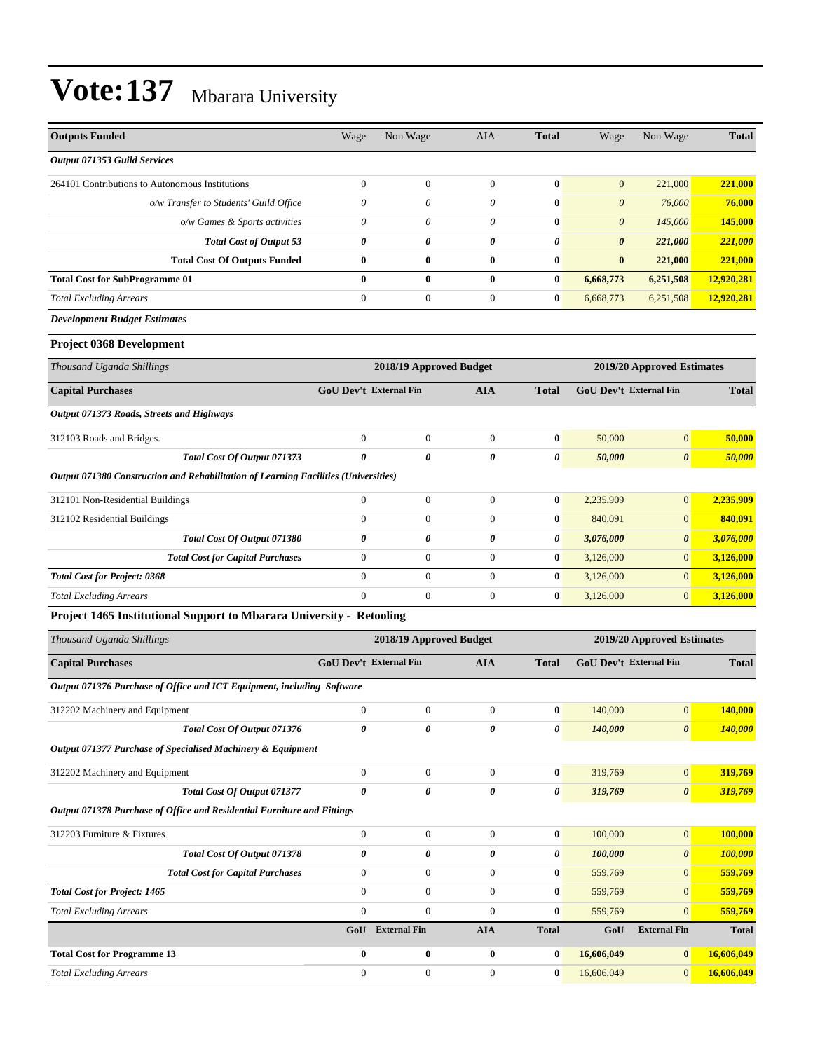# Vote:137 Mbarara University

| Outputs Funded | Wage | Non Wage | AIA | Total | Wage | Non Wage | Total |
|---|---|---|---|---|---|---|---|
| *Output 071353 Guild Services* | | | | | | | |
| 264101 Contributions to Autonomous Institutions | 0 | 0 | 0 | **0** | 0 | 221,000 | **221,000** |
| *o/w Transfer to Students' Guild Office* | *0* | *0* | *0* | **0** | *0* | *76,000* | **76,000** |
| *o/w Games & Sports activities* | *0* | *0* | *0* | **0** | *0* | *145,000* | **145,000** |
| ***Total Cost of Output 53*** | ***0*** | ***0*** | ***0*** | ***0*** | ***0*** | ***221,000*** | ***221,000*** |
| **Total Cost Of Outputs Funded** | **0** | **0** | **0** | **0** | **0** | **221,000** | **221,000** |
| **Total Cost for SubProgramme 01** | **0** | **0** | **0** | **0** | **6,668,773** | **6,251,508** | **12,920,281** |
| *Total Excluding Arrears* | 0 | 0 | 0 | **0** | 6,668,773 | 6,251,508 | **12,920,281** |

***Development Budget Estimates***

### Project 0368 Development

| *Thousand Uganda Shillings* | 2018/19 Approved Budget | | | | 2019/20 Approved Estimates | | |
|---|---|---|---|---|---|---|---|
| **Capital Purchases** | **GoU Dev't** | **External Fin** | **AIA** | **Total** | **GoU Dev't** | **External Fin** | **Total** |
| *Output 071373 Roads, Streets and Highways* | | | | | | | |
| 312103 Roads and Bridges. | 0 | 0 | 0 | **0** | 50,000 | 0 | **50,000** |
| ***Total Cost Of Output 071373*** | ***0*** | ***0*** | ***0*** | ***0*** | ***50,000*** | ***0*** | ***50,000*** |
| *Output 071380 Construction and Rehabilitation of Learning Facilities (Universities)* | | | | | | | |
| 312101 Non-Residential Buildings | 0 | 0 | 0 | **0** | 2,235,909 | 0 | **2,235,909** |
| 312102 Residential Buildings | 0 | 0 | 0 | **0** | 840,091 | 0 | **840,091** |
| ***Total Cost Of Output 071380*** | ***0*** | ***0*** | ***0*** | ***0*** | ***3,076,000*** | ***0*** | ***3,076,000*** |
| ***Total Cost for Capital Purchases*** | 0 | 0 | 0 | **0** | 3,126,000 | 0 | **3,126,000** |
| ***Total Cost for Project: 0368*** | 0 | 0 | 0 | **0** | 3,126,000 | 0 | **3,126,000** |
| *Total Excluding Arrears* | 0 | 0 | 0 | **0** | 3,126,000 | 0 | **3,126,000** |

### Project 1465 Institutional Support to Mbarara University - Retooling

| *Thousand Uganda Shillings* | 2018/19 Approved Budget | | | | 2019/20 Approved Estimates | | |
|---|---|---|---|---|---|---|---|
| **Capital Purchases** | **GoU Dev't** | **External Fin** | **AIA** | **Total** | **GoU Dev't** | **External Fin** | **Total** |
| *Output 071376 Purchase of Office and ICT Equipment, including Software* | | | | | | | |
| 312202 Machinery and Equipment | 0 | 0 | 0 | **0** | 140,000 | 0 | **140,000** |
| ***Total Cost Of Output 071376*** | ***0*** | ***0*** | ***0*** | ***0*** | ***140,000*** | ***0*** | ***140,000*** |
| *Output 071377 Purchase of Specialised Machinery & Equipment* | | | | | | | |
| 312202 Machinery and Equipment | 0 | 0 | 0 | **0** | 319,769 | 0 | **319,769** |
| ***Total Cost Of Output 071377*** | ***0*** | ***0*** | ***0*** | ***0*** | ***319,769*** | ***0*** | ***319,769*** |
| *Output 071378 Purchase of Office and Residential Furniture and Fittings* | | | | | | | |
| 312203 Furniture & Fixtures | 0 | 0 | 0 | **0** | 100,000 | 0 | **100,000** |
| ***Total Cost Of Output 071378*** | ***0*** | ***0*** | ***0*** | ***0*** | ***100,000*** | ***0*** | ***100,000*** |
| ***Total Cost for Capital Purchases*** | 0 | 0 | 0 | **0** | 559,769 | 0 | **559,769** |
| ***Total Cost for Project: 1465*** | 0 | 0 | 0 | **0** | 559,769 | 0 | **559,769** |
| *Total Excluding Arrears* | 0 | 0 | 0 | **0** | 559,769 | 0 | **559,769** |
| | **GoU** | **External Fin** | **AIA** | **Total** | **GoU** | **External Fin** | **Total** |
| **Total Cost for Programme 13** | **0** | **0** | **0** | **0** | **16,606,049** | **0** | **16,606,049** |
| *Total Excluding Arrears* | 0 | 0 | 0 | **0** | 16,606,049 | 0 | **16,606,049** |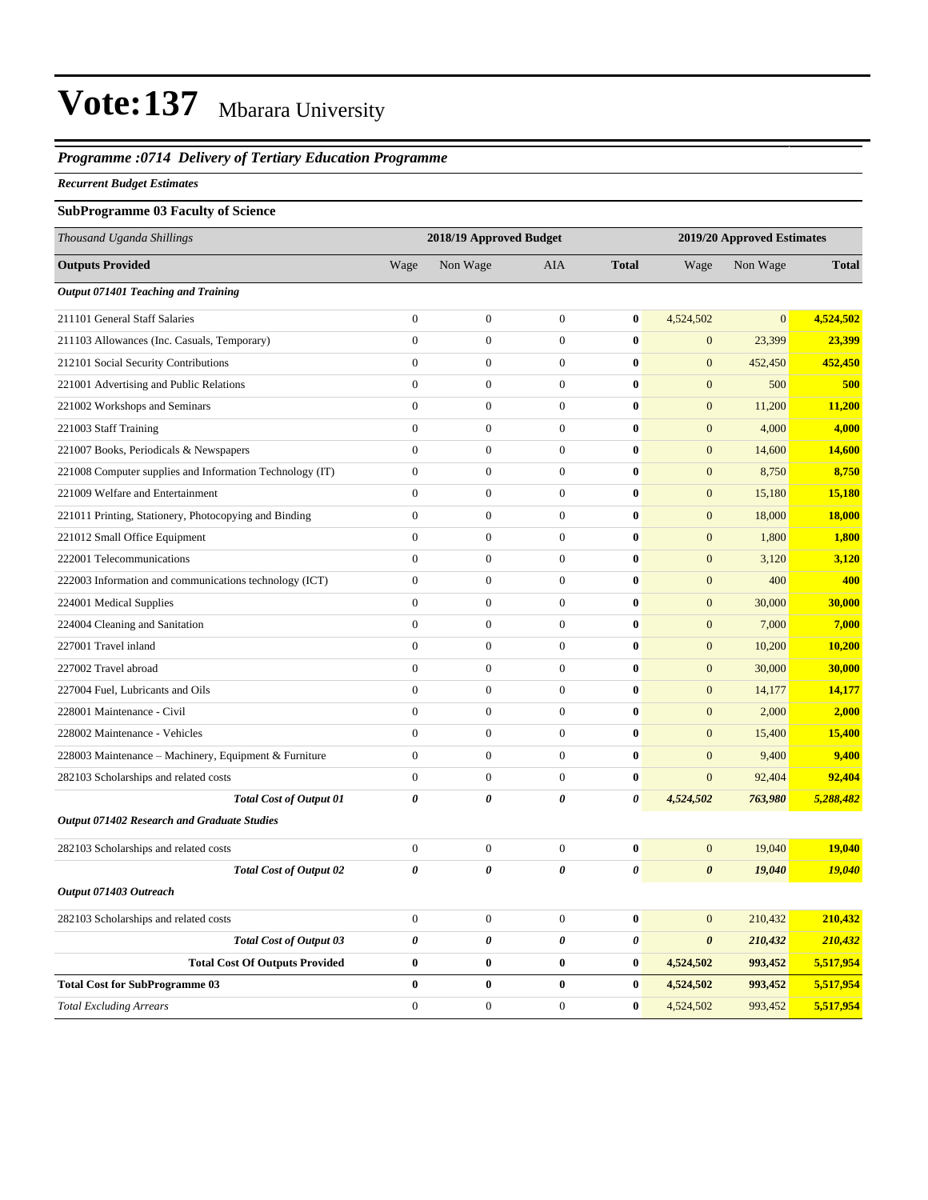# Vote:137 Mbarara University

## *Programme :0714 Delivery of Tertiary Education Programme*

***Recurrent Budget Estimates***

### SubProgramme 03 Faculty of Science

| *Thousand Uganda Shillings* | 2018/19 Approved Budget | | | | 2019/20 Approved Estimates | | |
|---|---|---|---|---|---|---|---|
| **Outputs Provided** | Wage | Non Wage | AIA | **Total** | Wage | Non Wage | **Total** |
| ***Output 071401 Teaching and Training*** | | | | | | | |
| 211101 General Staff Salaries | 0 | 0 | 0 | **0** | 4,524,502 | 0 | **4,524,502** |
| 211103 Allowances (Inc. Casuals, Temporary) | 0 | 0 | 0 | **0** | 0 | 23,399 | **23,399** |
| 212101 Social Security Contributions | 0 | 0 | 0 | **0** | 0 | 452,450 | **452,450** |
| 221001 Advertising and Public Relations | 0 | 0 | 0 | **0** | 0 | 500 | **500** |
| 221002 Workshops and Seminars | 0 | 0 | 0 | **0** | 0 | 11,200 | **11,200** |
| 221003 Staff Training | 0 | 0 | 0 | **0** | 0 | 4,000 | **4,000** |
| 221007 Books, Periodicals & Newspapers | 0 | 0 | 0 | **0** | 0 | 14,600 | **14,600** |
| 221008 Computer supplies and Information Technology (IT) | 0 | 0 | 0 | **0** | 0 | 8,750 | **8,750** |
| 221009 Welfare and Entertainment | 0 | 0 | 0 | **0** | 0 | 15,180 | **15,180** |
| 221011 Printing, Stationery, Photocopying and Binding | 0 | 0 | 0 | **0** | 0 | 18,000 | **18,000** |
| 221012 Small Office Equipment | 0 | 0 | 0 | **0** | 0 | 1,800 | **1,800** |
| 222001 Telecommunications | 0 | 0 | 0 | **0** | 0 | 3,120 | **3,120** |
| 222003 Information and communications technology (ICT) | 0 | 0 | 0 | **0** | 0 | 400 | **400** |
| 224001 Medical Supplies | 0 | 0 | 0 | **0** | 0 | 30,000 | **30,000** |
| 224004 Cleaning and Sanitation | 0 | 0 | 0 | **0** | 0 | 7,000 | **7,000** |
| 227001 Travel inland | 0 | 0 | 0 | **0** | 0 | 10,200 | **10,200** |
| 227002 Travel abroad | 0 | 0 | 0 | **0** | 0 | 30,000 | **30,000** |
| 227004 Fuel, Lubricants and Oils | 0 | 0 | 0 | **0** | 0 | 14,177 | **14,177** |
| 228001 Maintenance - Civil | 0 | 0 | 0 | **0** | 0 | 2,000 | **2,000** |
| 228002 Maintenance - Vehicles | 0 | 0 | 0 | **0** | 0 | 15,400 | **15,400** |
| 228003 Maintenance – Machinery, Equipment & Furniture | 0 | 0 | 0 | **0** | 0 | 9,400 | **9,400** |
| 282103 Scholarships and related costs | 0 | 0 | 0 | **0** | 0 | 92,404 | **92,404** |
| ***Total Cost of Output 01*** | ***0*** | ***0*** | ***0*** | ***0*** | ***4,524,502*** | ***763,980*** | ***5,288,482*** |
| ***Output 071402 Research and Graduate Studies*** | | | | | | | |
| 282103 Scholarships and related costs | 0 | 0 | 0 | **0** | 0 | 19,040 | **19,040** |
| ***Total Cost of Output 02*** | ***0*** | ***0*** | ***0*** | ***0*** | ***0*** | ***19,040*** | ***19,040*** |
| ***Output 071403 Outreach*** | | | | | | | |
| 282103 Scholarships and related costs | 0 | 0 | 0 | **0** | 0 | 210,432 | **210,432** |
| ***Total Cost of Output 03*** | ***0*** | ***0*** | ***0*** | ***0*** | ***0*** | ***210,432*** | ***210,432*** |
| **Total Cost Of Outputs Provided** | **0** | **0** | **0** | **0** | **4,524,502** | **993,452** | **5,517,954** |
| **Total Cost for SubProgramme 03** | **0** | **0** | **0** | **0** | **4,524,502** | **993,452** | **5,517,954** |
| *Total Excluding Arrears* | 0 | 0 | 0 | **0** | 4,524,502 | 993,452 | **5,517,954** |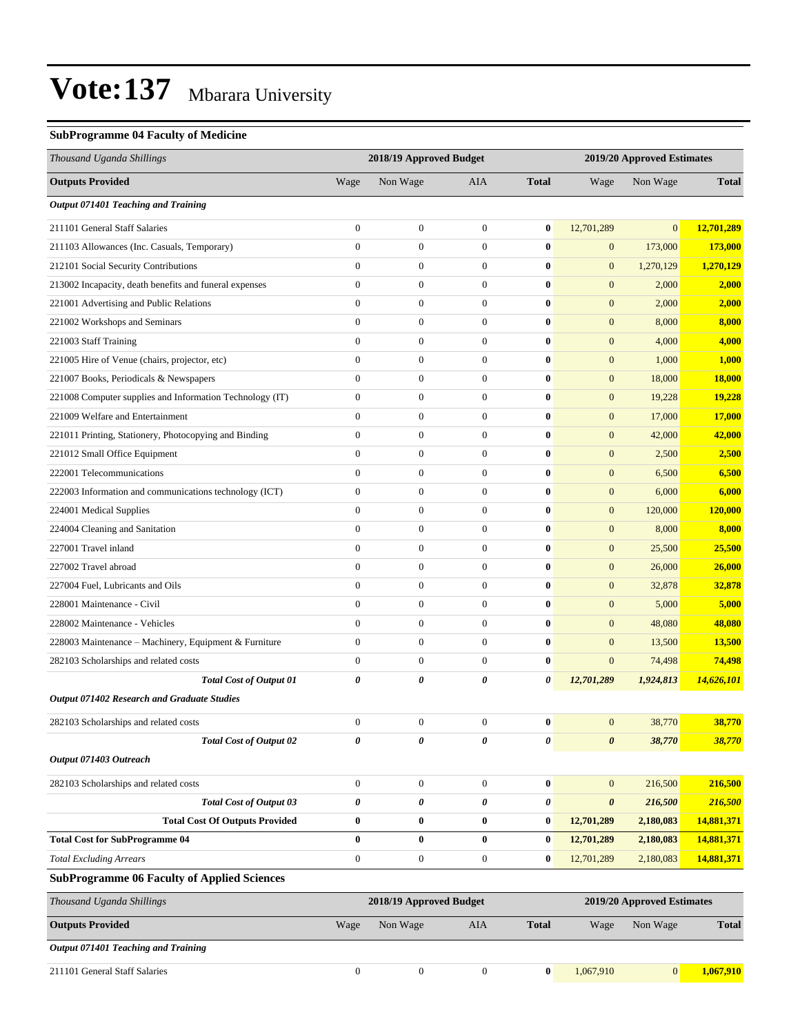# Vote:137 Mbarara University

### SubProgramme 04 Faculty of Medicine

| Thousand Uganda Shillings | 2018/19 Approved Budget | | | | 2019/20 Approved Estimates | | |
|---|---|---|---|---|---|---|---|
| **Outputs Provided** | Wage | Non Wage | AIA | **Total** | Wage | Non Wage | **Total** |
| ***Output 071401 Teaching and Training*** | | | | | | | |
| 211101 General Staff Salaries | 0 | 0 | 0 | **0** | 12,701,289 | 0 | **12,701,289** |
| 211103 Allowances (Inc. Casuals, Temporary) | 0 | 0 | 0 | **0** | 0 | 173,000 | **173,000** |
| 212101 Social Security Contributions | 0 | 0 | 0 | **0** | 0 | 1,270,129 | **1,270,129** |
| 213002 Incapacity, death benefits and funeral expenses | 0 | 0 | 0 | **0** | 0 | 2,000 | **2,000** |
| 221001 Advertising and Public Relations | 0 | 0 | 0 | **0** | 0 | 2,000 | **2,000** |
| 221002 Workshops and Seminars | 0 | 0 | 0 | **0** | 0 | 8,000 | **8,000** |
| 221003 Staff Training | 0 | 0 | 0 | **0** | 0 | 4,000 | **4,000** |
| 221005 Hire of Venue (chairs, projector, etc) | 0 | 0 | 0 | **0** | 0 | 1,000 | **1,000** |
| 221007 Books, Periodicals & Newspapers | 0 | 0 | 0 | **0** | 0 | 18,000 | **18,000** |
| 221008 Computer supplies and Information Technology (IT) | 0 | 0 | 0 | **0** | 0 | 19,228 | **19,228** |
| 221009 Welfare and Entertainment | 0 | 0 | 0 | **0** | 0 | 17,000 | **17,000** |
| 221011 Printing, Stationery, Photocopying and Binding | 0 | 0 | 0 | **0** | 0 | 42,000 | **42,000** |
| 221012 Small Office Equipment | 0 | 0 | 0 | **0** | 0 | 2,500 | **2,500** |
| 222001 Telecommunications | 0 | 0 | 0 | **0** | 0 | 6,500 | **6,500** |
| 222003 Information and communications technology (ICT) | 0 | 0 | 0 | **0** | 0 | 6,000 | **6,000** |
| 224001 Medical Supplies | 0 | 0 | 0 | **0** | 0 | 120,000 | **120,000** |
| 224004 Cleaning and Sanitation | 0 | 0 | 0 | **0** | 0 | 8,000 | **8,000** |
| 227001 Travel inland | 0 | 0 | 0 | **0** | 0 | 25,500 | **25,500** |
| 227002 Travel abroad | 0 | 0 | 0 | **0** | 0 | 26,000 | **26,000** |
| 227004 Fuel, Lubricants and Oils | 0 | 0 | 0 | **0** | 0 | 32,878 | **32,878** |
| 228001 Maintenance - Civil | 0 | 0 | 0 | **0** | 0 | 5,000 | **5,000** |
| 228002 Maintenance - Vehicles | 0 | 0 | 0 | **0** | 0 | 48,080 | **48,080** |
| 228003 Maintenance – Machinery, Equipment & Furniture | 0 | 0 | 0 | **0** | 0 | 13,500 | **13,500** |
| 282103 Scholarships and related costs | 0 | 0 | 0 | **0** | 0 | 74,498 | **74,498** |
| ***Total Cost of Output 01*** | ***0*** | ***0*** | ***0*** | ***0*** | ***12,701,289*** | ***1,924,813*** | ***14,626,101*** |
| ***Output 071402 Research and Graduate Studies*** | | | | | | | |
| 282103 Scholarships and related costs | 0 | 0 | 0 | **0** | 0 | 38,770 | **38,770** |
| ***Total Cost of Output 02*** | ***0*** | ***0*** | ***0*** | ***0*** | ***0*** | ***38,770*** | ***38,770*** |
| ***Output 071403 Outreach*** | | | | | | | |
| 282103 Scholarships and related costs | 0 | 0 | 0 | **0** | 0 | 216,500 | **216,500** |
| ***Total Cost of Output 03*** | ***0*** | ***0*** | ***0*** | ***0*** | ***0*** | ***216,500*** | ***216,500*** |
| **Total Cost Of Outputs Provided** | **0** | **0** | **0** | **0** | **12,701,289** | **2,180,083** | **14,881,371** |
| **Total Cost for SubProgramme 04** | **0** | **0** | **0** | **0** | **12,701,289** | **2,180,083** | **14,881,371** |
| *Total Excluding Arrears* | 0 | 0 | 0 | **0** | 12,701,289 | 2,180,083 | **14,881,371** |

### SubProgramme 06 Faculty of Applied Sciences

| Thousand Uganda Shillings | 2018/19 Approved Budget | | | | 2019/20 Approved Estimates | | |
|---|---|---|---|---|---|---|---|
| **Outputs Provided** | Wage | Non Wage | AIA | **Total** | Wage | Non Wage | **Total** |
| ***Output 071401 Teaching and Training*** | | | | | | | |
| 211101 General Staff Salaries | 0 | 0 | 0 | **0** | 1,067,910 | 0 | **1,067,910** |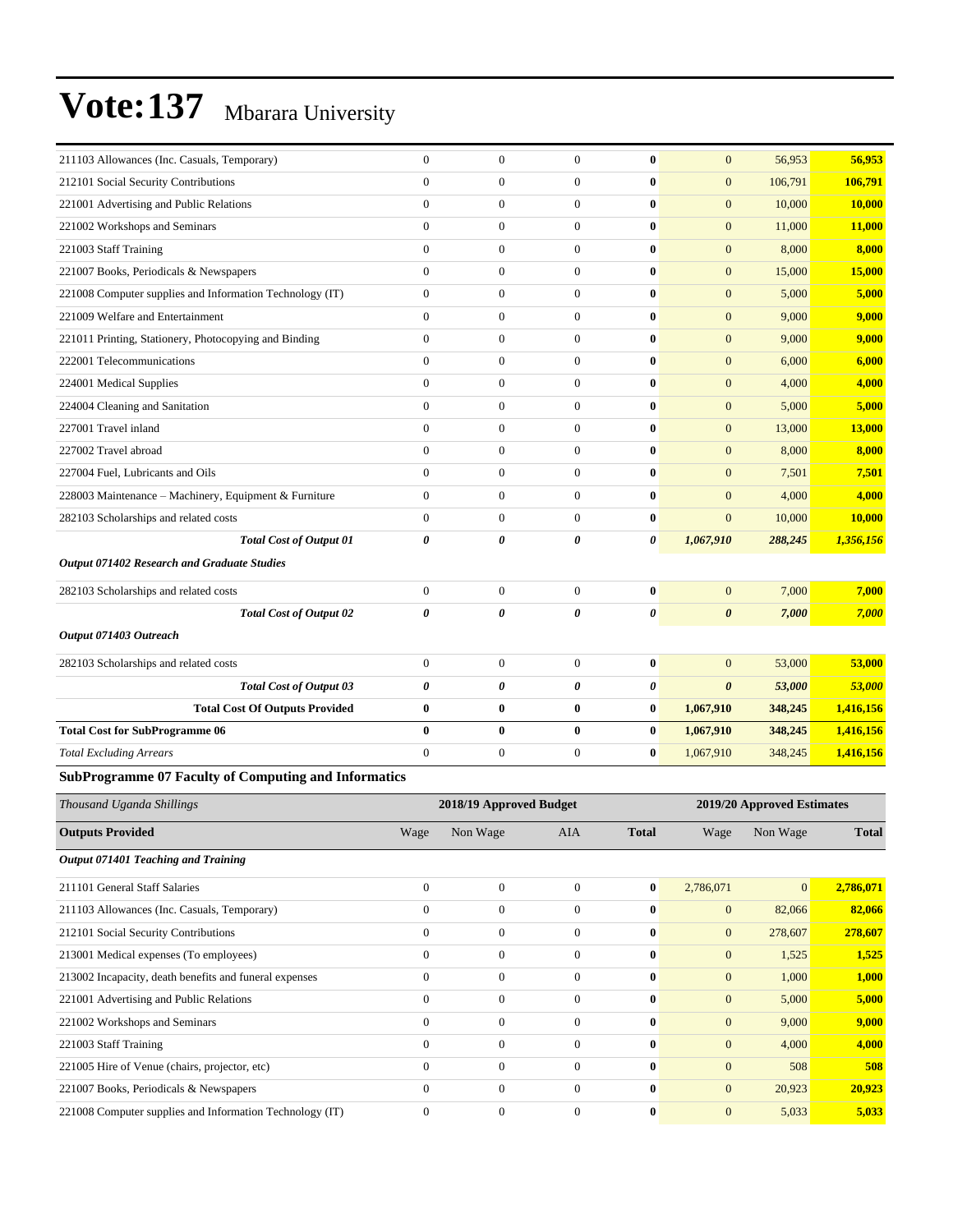| | | | | | | | |
|---|---|---|---|---|---|---|---|
| 211103 Allowances (Inc. Casuals, Temporary) | 0 | 0 | 0 | **0** | 0 | 56,953 | **56,953** |
| 212101 Social Security Contributions | 0 | 0 | 0 | **0** | 0 | 106,791 | **106,791** |
| 221001 Advertising and Public Relations | 0 | 0 | 0 | **0** | 0 | 10,000 | **10,000** |
| 221002 Workshops and Seminars | 0 | 0 | 0 | **0** | 0 | 11,000 | **11,000** |
| 221003 Staff Training | 0 | 0 | 0 | **0** | 0 | 8,000 | **8,000** |
| 221007 Books, Periodicals & Newspapers | 0 | 0 | 0 | **0** | 0 | 15,000 | **15,000** |
| 221008 Computer supplies and Information Technology (IT) | 0 | 0 | 0 | **0** | 0 | 5,000 | **5,000** |
| 221009 Welfare and Entertainment | 0 | 0 | 0 | **0** | 0 | 9,000 | **9,000** |
| 221011 Printing, Stationery, Photocopying and Binding | 0 | 0 | 0 | **0** | 0 | 9,000 | **9,000** |
| 222001 Telecommunications | 0 | 0 | 0 | **0** | 0 | 6,000 | **6,000** |
| 224001 Medical Supplies | 0 | 0 | 0 | **0** | 0 | 4,000 | **4,000** |
| 224004 Cleaning and Sanitation | 0 | 0 | 0 | **0** | 0 | 5,000 | **5,000** |
| 227001 Travel inland | 0 | 0 | 0 | **0** | 0 | 13,000 | **13,000** |
| 227002 Travel abroad | 0 | 0 | 0 | **0** | 0 | 8,000 | **8,000** |
| 227004 Fuel, Lubricants and Oils | 0 | 0 | 0 | **0** | 0 | 7,501 | **7,501** |
| 228003 Maintenance – Machinery, Equipment & Furniture | 0 | 0 | 0 | **0** | 0 | 4,000 | **4,000** |
| 282103 Scholarships and related costs | 0 | 0 | 0 | **0** | 0 | 10,000 | **10,000** |
| ***Total Cost of Output 01*** | ***0*** | ***0*** | ***0*** | ***0*** | ***1,067,910*** | ***288,245*** | ***1,356,156*** |
| ***Output 071402 Research and Graduate Studies*** | | | | | | | |
| 282103 Scholarships and related costs | 0 | 0 | 0 | **0** | 0 | 7,000 | **7,000** |
| ***Total Cost of Output 02*** | ***0*** | ***0*** | ***0*** | ***0*** | ***0*** | ***7,000*** | ***7,000*** |
| ***Output 071403 Outreach*** | | | | | | | |
| 282103 Scholarships and related costs | 0 | 0 | 0 | **0** | 0 | 53,000 | **53,000** |
| ***Total Cost of Output 03*** | ***0*** | ***0*** | ***0*** | ***0*** | ***0*** | ***53,000*** | ***53,000*** |
| **Total Cost Of Outputs Provided** | **0** | **0** | **0** | **0** | **1,067,910** | **348,245** | **1,416,156** |
| **Total Cost for SubProgramme 06** | **0** | **0** | **0** | **0** | **1,067,910** | **348,245** | **1,416,156** |
| *Total Excluding Arrears* | 0 | 0 | 0 | **0** | 1,067,910 | 348,245 | **1,416,156** |

**SubProgramme 07 Faculty of Computing and Informatics**

| *Thousand Uganda Shillings* | 2018/19 Approved Budget | | | | 2019/20 Approved Estimates | | |
|---|---|---|---|---|---|---|---|
| **Outputs Provided** | Wage | Non Wage | AIA | **Total** | Wage | Non Wage | **Total** |
| ***Output 071401 Teaching and Training*** | | | | | | | |
| 211101 General Staff Salaries | 0 | 0 | 0 | **0** | 2,786,071 | 0 | **2,786,071** |
| 211103 Allowances (Inc. Casuals, Temporary) | 0 | 0 | 0 | **0** | 0 | 82,066 | **82,066** |
| 212101 Social Security Contributions | 0 | 0 | 0 | **0** | 0 | 278,607 | **278,607** |
| 213001 Medical expenses (To employees) | 0 | 0 | 0 | **0** | 0 | 1,525 | **1,525** |
| 213002 Incapacity, death benefits and funeral expenses | 0 | 0 | 0 | **0** | 0 | 1,000 | **1,000** |
| 221001 Advertising and Public Relations | 0 | 0 | 0 | **0** | 0 | 5,000 | **5,000** |
| 221002 Workshops and Seminars | 0 | 0 | 0 | **0** | 0 | 9,000 | **9,000** |
| 221003 Staff Training | 0 | 0 | 0 | **0** | 0 | 4,000 | **4,000** |
| 221005 Hire of Venue (chairs, projector, etc) | 0 | 0 | 0 | **0** | 0 | 508 | **508** |
| 221007 Books, Periodicals & Newspapers | 0 | 0 | 0 | **0** | 0 | 20,923 | **20,923** |
| 221008 Computer supplies and Information Technology (IT) | 0 | 0 | 0 | **0** | 0 | 5,033 | **5,033** |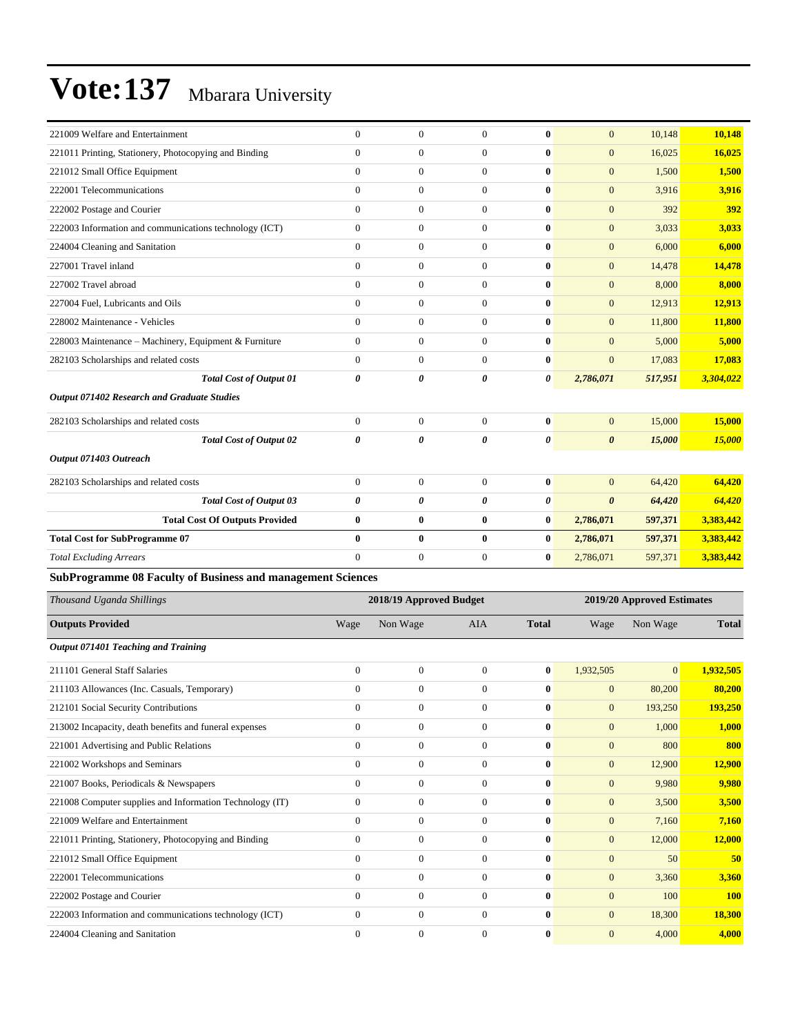# Vote:137 Mbarara University

| | | | | | | | |
|---|---|---|---|---|---|---|---|
| 221009 Welfare and Entertainment | 0 | 0 | 0 | **0** | 0 | 10,148 | **10,148** |
| 221011 Printing, Stationery, Photocopying and Binding | 0 | 0 | 0 | **0** | 0 | 16,025 | **16,025** |
| 221012 Small Office Equipment | 0 | 0 | 0 | **0** | 0 | 1,500 | **1,500** |
| 222001 Telecommunications | 0 | 0 | 0 | **0** | 0 | 3,916 | **3,916** |
| 222002 Postage and Courier | 0 | 0 | 0 | **0** | 0 | 392 | **392** |
| 222003 Information and communications technology (ICT) | 0 | 0 | 0 | **0** | 0 | 3,033 | **3,033** |
| 224004 Cleaning and Sanitation | 0 | 0 | 0 | **0** | 0 | 6,000 | **6,000** |
| 227001 Travel inland | 0 | 0 | 0 | **0** | 0 | 14,478 | **14,478** |
| 227002 Travel abroad | 0 | 0 | 0 | **0** | 0 | 8,000 | **8,000** |
| 227004 Fuel, Lubricants and Oils | 0 | 0 | 0 | **0** | 0 | 12,913 | **12,913** |
| 228002 Maintenance - Vehicles | 0 | 0 | 0 | **0** | 0 | 11,800 | **11,800** |
| 228003 Maintenance – Machinery, Equipment & Furniture | 0 | 0 | 0 | **0** | 0 | 5,000 | **5,000** |
| 282103 Scholarships and related costs | 0 | 0 | 0 | **0** | 0 | 17,083 | **17,083** |
| ***Total Cost of Output 01*** | ***0*** | ***0*** | ***0*** | ***0*** | ***2,786,071*** | ***517,951*** | ***3,304,022*** |
| ***Output 071402 Research and Graduate Studies*** | | | | | | | |
| 282103 Scholarships and related costs | 0 | 0 | 0 | **0** | 0 | 15,000 | **15,000** |
| ***Total Cost of Output 02*** | ***0*** | ***0*** | ***0*** | ***0*** | ***0*** | ***15,000*** | ***15,000*** |
| ***Output 071403 Outreach*** | | | | | | | |
| 282103 Scholarships and related costs | 0 | 0 | 0 | **0** | 0 | 64,420 | **64,420** |
| ***Total Cost of Output 03*** | ***0*** | ***0*** | ***0*** | ***0*** | ***0*** | ***64,420*** | ***64,420*** |
| **Total Cost Of Outputs Provided** | **0** | **0** | **0** | **0** | **2,786,071** | **597,371** | **3,383,442** |
| **Total Cost for SubProgramme 07** | **0** | **0** | **0** | **0** | **2,786,071** | **597,371** | **3,383,442** |
| *Total Excluding Arrears* | 0 | 0 | 0 | **0** | 2,786,071 | 597,371 | **3,383,442** |

**SubProgramme 08 Faculty of Business and management Sciences**

| *Thousand Uganda Shillings* | 2018/19 Approved Budget | | | | 2019/20 Approved Estimates | | |
|---|---|---|---|---|---|---|---|
| **Outputs Provided** | Wage | Non Wage | AIA | **Total** | Wage | Non Wage | **Total** |
| ***Output 071401 Teaching and Training*** | | | | | | | |
| 211101 General Staff Salaries | 0 | 0 | 0 | **0** | 1,932,505 | 0 | **1,932,505** |
| 211103 Allowances (Inc. Casuals, Temporary) | 0 | 0 | 0 | **0** | 0 | 80,200 | **80,200** |
| 212101 Social Security Contributions | 0 | 0 | 0 | **0** | 0 | 193,250 | **193,250** |
| 213002 Incapacity, death benefits and funeral expenses | 0 | 0 | 0 | **0** | 0 | 1,000 | **1,000** |
| 221001 Advertising and Public Relations | 0 | 0 | 0 | **0** | 0 | 800 | **800** |
| 221002 Workshops and Seminars | 0 | 0 | 0 | **0** | 0 | 12,900 | **12,900** |
| 221007 Books, Periodicals & Newspapers | 0 | 0 | 0 | **0** | 0 | 9,980 | **9,980** |
| 221008 Computer supplies and Information Technology (IT) | 0 | 0 | 0 | **0** | 0 | 3,500 | **3,500** |
| 221009 Welfare and Entertainment | 0 | 0 | 0 | **0** | 0 | 7,160 | **7,160** |
| 221011 Printing, Stationery, Photocopying and Binding | 0 | 0 | 0 | **0** | 0 | 12,000 | **12,000** |
| 221012 Small Office Equipment | 0 | 0 | 0 | **0** | 0 | 50 | **50** |
| 222001 Telecommunications | 0 | 0 | 0 | **0** | 0 | 3,360 | **3,360** |
| 222002 Postage and Courier | 0 | 0 | 0 | **0** | 0 | 100 | **100** |
| 222003 Information and communications technology (ICT) | 0 | 0 | 0 | **0** | 0 | 18,300 | **18,300** |
| 224004 Cleaning and Sanitation | 0 | 0 | 0 | **0** | 0 | 4,000 | **4,000** |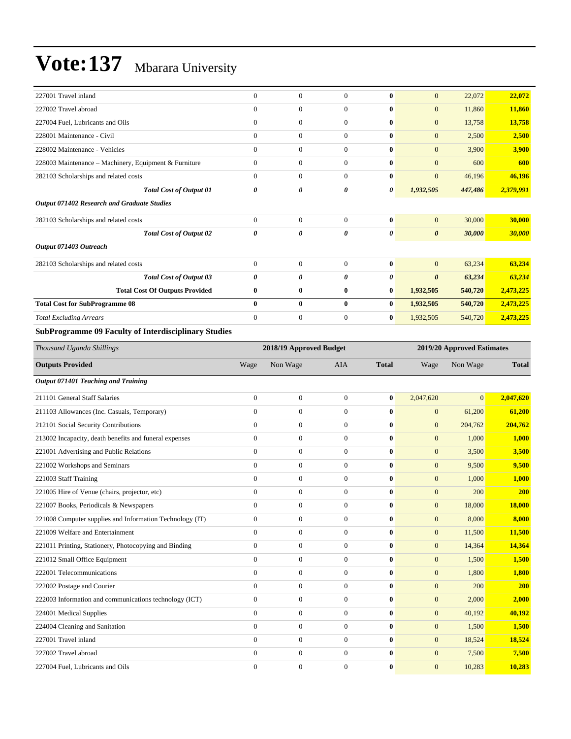# Vote:137 Mbarara University

| | | | | | | | |
|---|---|---|---|---|---|---|---|
| 227001 Travel inland | 0 | 0 | 0 | **0** | 0 | 22,072 | **22,072** |
| 227002 Travel abroad | 0 | 0 | 0 | **0** | 0 | 11,860 | **11,860** |
| 227004 Fuel, Lubricants and Oils | 0 | 0 | 0 | **0** | 0 | 13,758 | **13,758** |
| 228001 Maintenance - Civil | 0 | 0 | 0 | **0** | 0 | 2,500 | **2,500** |
| 228002 Maintenance - Vehicles | 0 | 0 | 0 | **0** | 0 | 3,900 | **3,900** |
| 228003 Maintenance – Machinery, Equipment & Furniture | 0 | 0 | 0 | **0** | 0 | 600 | **600** |
| 282103 Scholarships and related costs | 0 | 0 | 0 | **0** | 0 | 46,196 | **46,196** |
| ***Total Cost of Output 01*** | ***0*** | ***0*** | ***0*** | ***0*** | ***1,932,505*** | ***447,486*** | ***2,379,991*** |
| ***Output 071402 Research and Graduate Studies*** | | | | | | | |
| 282103 Scholarships and related costs | 0 | 0 | 0 | **0** | 0 | 30,000 | **30,000** |
| ***Total Cost of Output 02*** | ***0*** | ***0*** | ***0*** | ***0*** | ***0*** | ***30,000*** | ***30,000*** |
| ***Output 071403 Outreach*** | | | | | | | |
| 282103 Scholarships and related costs | 0 | 0 | 0 | **0** | 0 | 63,234 | **63,234** |
| ***Total Cost of Output 03*** | ***0*** | ***0*** | ***0*** | ***0*** | ***0*** | ***63,234*** | ***63,234*** |
| **Total Cost Of Outputs Provided** | **0** | **0** | **0** | **0** | **1,932,505** | **540,720** | **2,473,225** |
| **Total Cost for SubProgramme 08** | **0** | **0** | **0** | **0** | **1,932,505** | **540,720** | **2,473,225** |
| *Total Excluding Arrears* | 0 | 0 | 0 | **0** | 1,932,505 | 540,720 | **2,473,225** |

**SubProgramme 09 Faculty of Interdisciplinary Studies**

| *Thousand Uganda Shillings* | 2018/19 Approved Budget | | | | 2019/20 Approved Estimates | | |
|---|---|---|---|---|---|---|---|
| **Outputs Provided** | Wage | Non Wage | AIA | **Total** | Wage | Non Wage | **Total** |
| ***Output 071401 Teaching and Training*** | | | | | | | |
| 211101 General Staff Salaries | 0 | 0 | 0 | **0** | 2,047,620 | 0 | **2,047,620** |
| 211103 Allowances (Inc. Casuals, Temporary) | 0 | 0 | 0 | **0** | 0 | 61,200 | **61,200** |
| 212101 Social Security Contributions | 0 | 0 | 0 | **0** | 0 | 204,762 | **204,762** |
| 213002 Incapacity, death benefits and funeral expenses | 0 | 0 | 0 | **0** | 0 | 1,000 | **1,000** |
| 221001 Advertising and Public Relations | 0 | 0 | 0 | **0** | 0 | 3,500 | **3,500** |
| 221002 Workshops and Seminars | 0 | 0 | 0 | **0** | 0 | 9,500 | **9,500** |
| 221003 Staff Training | 0 | 0 | 0 | **0** | 0 | 1,000 | **1,000** |
| 221005 Hire of Venue (chairs, projector, etc) | 0 | 0 | 0 | **0** | 0 | 200 | **200** |
| 221007 Books, Periodicals & Newspapers | 0 | 0 | 0 | **0** | 0 | 18,000 | **18,000** |
| 221008 Computer supplies and Information Technology (IT) | 0 | 0 | 0 | **0** | 0 | 8,000 | **8,000** |
| 221009 Welfare and Entertainment | 0 | 0 | 0 | **0** | 0 | 11,500 | **11,500** |
| 221011 Printing, Stationery, Photocopying and Binding | 0 | 0 | 0 | **0** | 0 | 14,364 | **14,364** |
| 221012 Small Office Equipment | 0 | 0 | 0 | **0** | 0 | 1,500 | **1,500** |
| 222001 Telecommunications | 0 | 0 | 0 | **0** | 0 | 1,800 | **1,800** |
| 222002 Postage and Courier | 0 | 0 | 0 | **0** | 0 | 200 | **200** |
| 222003 Information and communications technology (ICT) | 0 | 0 | 0 | **0** | 0 | 2,000 | **2,000** |
| 224001 Medical Supplies | 0 | 0 | 0 | **0** | 0 | 40,192 | **40,192** |
| 224004 Cleaning and Sanitation | 0 | 0 | 0 | **0** | 0 | 1,500 | **1,500** |
| 227001 Travel inland | 0 | 0 | 0 | **0** | 0 | 18,524 | **18,524** |
| 227002 Travel abroad | 0 | 0 | 0 | **0** | 0 | 7,500 | **7,500** |
| 227004 Fuel, Lubricants and Oils | 0 | 0 | 0 | **0** | 0 | 10,283 | **10,283** |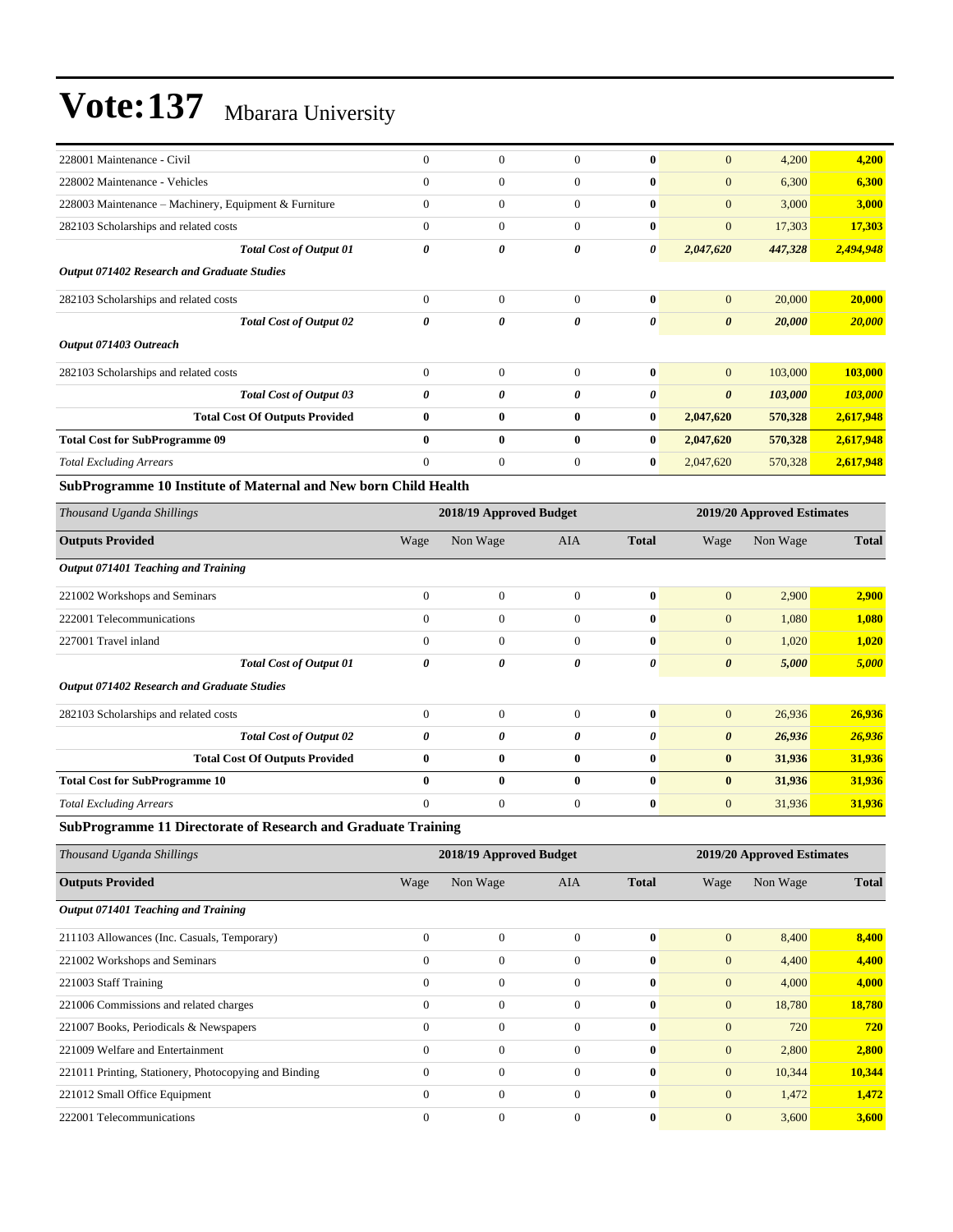# Vote:137 Mbarara University

| | | | | | | | |
|---|---|---|---|---|---|---|---|
| 228001 Maintenance - Civil | 0 | 0 | 0 | **0** | 0 | 4,200 | **4,200** |
| 228002 Maintenance - Vehicles | 0 | 0 | 0 | **0** | 0 | 6,300 | **6,300** |
| 228003 Maintenance – Machinery, Equipment & Furniture | 0 | 0 | 0 | **0** | 0 | 3,000 | **3,000** |
| 282103 Scholarships and related costs | 0 | 0 | 0 | **0** | 0 | 17,303 | **17,303** |
| ***Total Cost of Output 01*** | ***0*** | ***0*** | ***0*** | ***0*** | ***2,047,620*** | ***447,328*** | ***2,494,948*** |
| ***Output 071402 Research and Graduate Studies*** | | | | | | | |
| 282103 Scholarships and related costs | 0 | 0 | 0 | **0** | 0 | 20,000 | **20,000** |
| ***Total Cost of Output 02*** | ***0*** | ***0*** | ***0*** | ***0*** | ***0*** | ***20,000*** | ***20,000*** |
| ***Output 071403 Outreach*** | | | | | | | |
| 282103 Scholarships and related costs | 0 | 0 | 0 | **0** | 0 | 103,000 | **103,000** |
| ***Total Cost of Output 03*** | ***0*** | ***0*** | ***0*** | ***0*** | ***0*** | ***103,000*** | ***103,000*** |
| **Total Cost Of Outputs Provided** | **0** | **0** | **0** | **0** | **2,047,620** | **570,328** | **2,617,948** |
| **Total Cost for SubProgramme 09** | **0** | **0** | **0** | **0** | **2,047,620** | **570,328** | **2,617,948** |
| *Total Excluding Arrears* | 0 | 0 | 0 | **0** | 2,047,620 | 570,328 | **2,617,948** |

**SubProgramme 10 Institute of Maternal and New born Child Health**

| *Thousand Uganda Shillings* | 2018/19 Approved Budget | | | | 2019/20 Approved Estimates | | |
|---|---|---|---|---|---|---|---|
| **Outputs Provided** | Wage | Non Wage | AIA | **Total** | Wage | Non Wage | **Total** |
| ***Output 071401 Teaching and Training*** | | | | | | | |
| 221002 Workshops and Seminars | 0 | 0 | 0 | **0** | 0 | 2,900 | **2,900** |
| 222001 Telecommunications | 0 | 0 | 0 | **0** | 0 | 1,080 | **1,080** |
| 227001 Travel inland | 0 | 0 | 0 | **0** | 0 | 1,020 | **1,020** |
| ***Total Cost of Output 01*** | ***0*** | ***0*** | ***0*** | ***0*** | ***0*** | ***5,000*** | ***5,000*** |
| ***Output 071402 Research and Graduate Studies*** | | | | | | | |
| 282103 Scholarships and related costs | 0 | 0 | 0 | **0** | 0 | 26,936 | **26,936** |
| ***Total Cost of Output 02*** | ***0*** | ***0*** | ***0*** | ***0*** | ***0*** | ***26,936*** | ***26,936*** |
| **Total Cost Of Outputs Provided** | **0** | **0** | **0** | **0** | **0** | **31,936** | **31,936** |
| **Total Cost for SubProgramme 10** | **0** | **0** | **0** | **0** | **0** | **31,936** | **31,936** |
| *Total Excluding Arrears* | 0 | 0 | 0 | **0** | 0 | 31,936 | **31,936** |

**SubProgramme 11 Directorate of Research and Graduate Training**

| *Thousand Uganda Shillings* | 2018/19 Approved Budget | | | | 2019/20 Approved Estimates | | |
|---|---|---|---|---|---|---|---|
| **Outputs Provided** | Wage | Non Wage | AIA | **Total** | Wage | Non Wage | **Total** |
| ***Output 071401 Teaching and Training*** | | | | | | | |
| 211103 Allowances (Inc. Casuals, Temporary) | 0 | 0 | 0 | **0** | 0 | 8,400 | **8,400** |
| 221002 Workshops and Seminars | 0 | 0 | 0 | **0** | 0 | 4,400 | **4,400** |
| 221003 Staff Training | 0 | 0 | 0 | **0** | 0 | 4,000 | **4,000** |
| 221006 Commissions and related charges | 0 | 0 | 0 | **0** | 0 | 18,780 | **18,780** |
| 221007 Books, Periodicals & Newspapers | 0 | 0 | 0 | **0** | 0 | 720 | **720** |
| 221009 Welfare and Entertainment | 0 | 0 | 0 | **0** | 0 | 2,800 | **2,800** |
| 221011 Printing, Stationery, Photocopying and Binding | 0 | 0 | 0 | **0** | 0 | 10,344 | **10,344** |
| 221012 Small Office Equipment | 0 | 0 | 0 | **0** | 0 | 1,472 | **1,472** |
| 222001 Telecommunications | 0 | 0 | 0 | **0** | 0 | 3,600 | **3,600** |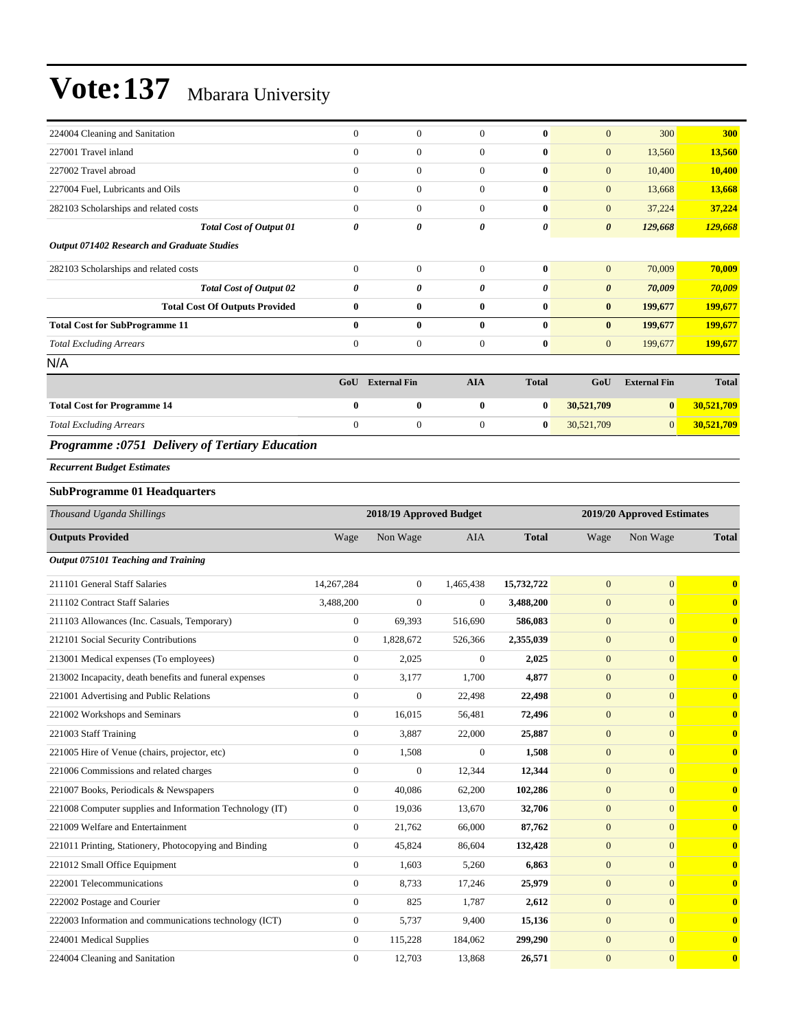| | | | | | | | |
|---|---|---|---|---|---|---|---|
| 224004 Cleaning and Sanitation | 0 | 0 | 0 | **0** | 0 | 300 | **300** |
| 227001 Travel inland | 0 | 0 | 0 | **0** | 0 | 13,560 | **13,560** |
| 227002 Travel abroad | 0 | 0 | 0 | **0** | 0 | 10,400 | **10,400** |
| 227004 Fuel, Lubricants and Oils | 0 | 0 | 0 | **0** | 0 | 13,668 | **13,668** |
| 282103 Scholarships and related costs | 0 | 0 | 0 | **0** | 0 | 37,224 | **37,224** |
| ***Total Cost of Output 01*** | ***0*** | ***0*** | ***0*** | ***0*** | ***0*** | ***129,668*** | ***129,668*** |
| ***Output 071402 Research and Graduate Studies*** | | | | | | | |
| 282103 Scholarships and related costs | 0 | 0 | 0 | **0** | 0 | 70,009 | **70,009** |
| ***Total Cost of Output 02*** | ***0*** | ***0*** | ***0*** | ***0*** | ***0*** | ***70,009*** | ***70,009*** |
| **Total Cost Of Outputs Provided** | **0** | **0** | **0** | **0** | **0** | **199,677** | **199,677** |
| **Total Cost for SubProgramme 11** | **0** | **0** | **0** | **0** | **0** | **199,677** | **199,677** |
| *Total Excluding Arrears* | 0 | 0 | 0 | **0** | 0 | 199,677 | **199,677** |

N/A

| | GoU | External Fin | AIA | Total | GoU | External Fin | Total |
|---|---|---|---|---|---|---|---|
| **Total Cost for Programme 14** | **0** | **0** | **0** | **0** | **30,521,709** | **0** | **30,521,709** |
| *Total Excluding Arrears* | 0 | 0 | 0 | **0** | 30,521,709 | 0 | **30,521,709** |

## *Programme :0751 Delivery of Tertiary Education*

***Recurrent Budget Estimates***

### SubProgramme 01 Headquarters

| *Thousand Uganda Shillings* | 2018/19 Approved Budget | | | | 2019/20 Approved Estimates | | |
|---|---|---|---|---|---|---|---|
| **Outputs Provided** | Wage | Non Wage | AIA | **Total** | Wage | Non Wage | **Total** |
| ***Output 075101 Teaching and Training*** | | | | | | | |
| 211101 General Staff Salaries | 14,267,284 | 0 | 1,465,438 | **15,732,722** | 0 | 0 | **0** |
| 211102 Contract Staff Salaries | 3,488,200 | 0 | 0 | **3,488,200** | 0 | 0 | **0** |
| 211103 Allowances (Inc. Casuals, Temporary) | 0 | 69,393 | 516,690 | **586,083** | 0 | 0 | **0** |
| 212101 Social Security Contributions | 0 | 1,828,672 | 526,366 | **2,355,039** | 0 | 0 | **0** |
| 213001 Medical expenses (To employees) | 0 | 2,025 | 0 | **2,025** | 0 | 0 | **0** |
| 213002 Incapacity, death benefits and funeral expenses | 0 | 3,177 | 1,700 | **4,877** | 0 | 0 | **0** |
| 221001 Advertising and Public Relations | 0 | 0 | 22,498 | **22,498** | 0 | 0 | **0** |
| 221002 Workshops and Seminars | 0 | 16,015 | 56,481 | **72,496** | 0 | 0 | **0** |
| 221003 Staff Training | 0 | 3,887 | 22,000 | **25,887** | 0 | 0 | **0** |
| 221005 Hire of Venue (chairs, projector, etc) | 0 | 1,508 | 0 | **1,508** | 0 | 0 | **0** |
| 221006 Commissions and related charges | 0 | 0 | 12,344 | **12,344** | 0 | 0 | **0** |
| 221007 Books, Periodicals & Newspapers | 0 | 40,086 | 62,200 | **102,286** | 0 | 0 | **0** |
| 221008 Computer supplies and Information Technology (IT) | 0 | 19,036 | 13,670 | **32,706** | 0 | 0 | **0** |
| 221009 Welfare and Entertainment | 0 | 21,762 | 66,000 | **87,762** | 0 | 0 | **0** |
| 221011 Printing, Stationery, Photocopying and Binding | 0 | 45,824 | 86,604 | **132,428** | 0 | 0 | **0** |
| 221012 Small Office Equipment | 0 | 1,603 | 5,260 | **6,863** | 0 | 0 | **0** |
| 222001 Telecommunications | 0 | 8,733 | 17,246 | **25,979** | 0 | 0 | **0** |
| 222002 Postage and Courier | 0 | 825 | 1,787 | **2,612** | 0 | 0 | **0** |
| 222003 Information and communications technology (ICT) | 0 | 5,737 | 9,400 | **15,136** | 0 | 0 | **0** |
| 224001 Medical Supplies | 0 | 115,228 | 184,062 | **299,290** | 0 | 0 | **0** |
| 224004 Cleaning and Sanitation | 0 | 12,703 | 13,868 | **26,571** | 0 | 0 | **0** |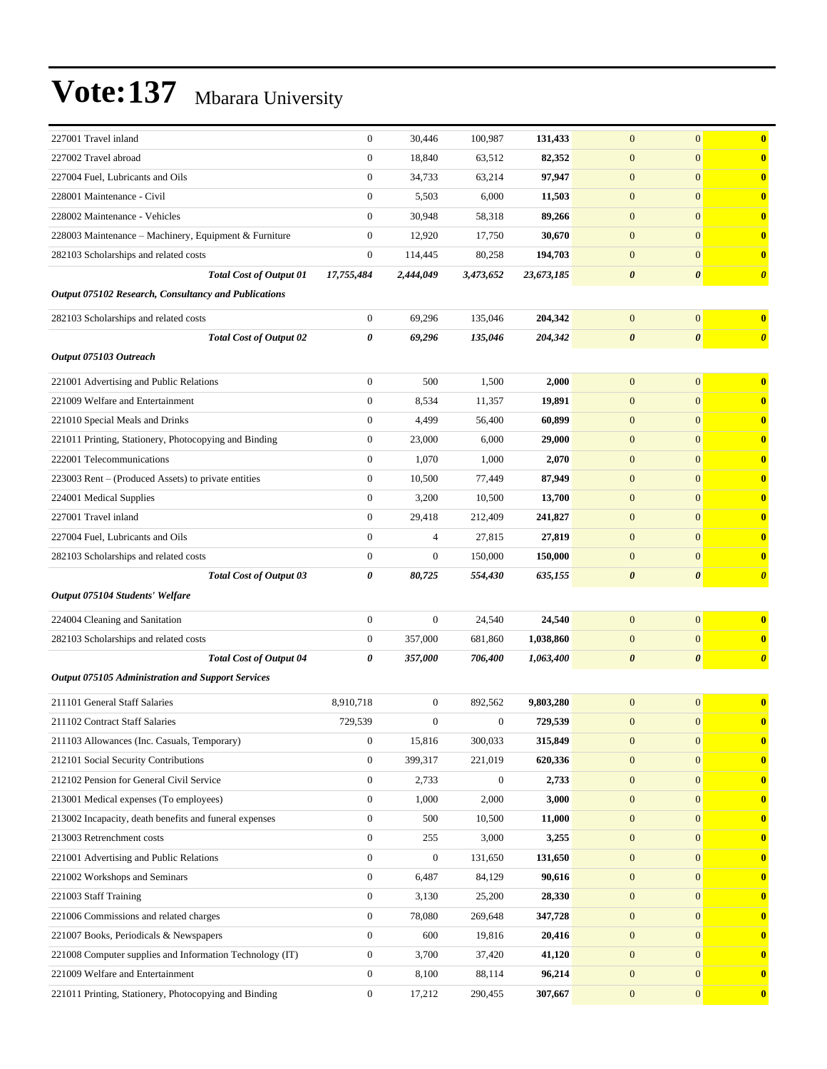# Vote:137 Mbarara University

| | | | | | | | |
|---|---|---|---|---|---|---|---|
| 227001 Travel inland | 0 | 30,446 | 100,987 | **131,433** | 0 | 0 | **0** |
| 227002 Travel abroad | 0 | 18,840 | 63,512 | **82,352** | 0 | 0 | **0** |
| 227004 Fuel, Lubricants and Oils | 0 | 34,733 | 63,214 | **97,947** | 0 | 0 | **0** |
| 228001 Maintenance - Civil | 0 | 5,503 | 6,000 | **11,503** | 0 | 0 | **0** |
| 228002 Maintenance - Vehicles | 0 | 30,948 | 58,318 | **89,266** | 0 | 0 | **0** |
| 228003 Maintenance – Machinery, Equipment & Furniture | 0 | 12,920 | 17,750 | **30,670** | 0 | 0 | **0** |
| 282103 Scholarships and related costs | 0 | 114,445 | 80,258 | **194,703** | 0 | 0 | **0** |
| ***Total Cost of Output 01*** | ***17,755,484*** | ***2,444,049*** | ***3,473,652*** | ***23,673,185*** | ***0*** | ***0*** | ***0*** |
| ***Output 075102 Research, Consultancy and Publications*** | | | | | | | |
| 282103 Scholarships and related costs | 0 | 69,296 | 135,046 | **204,342** | 0 | 0 | **0** |
| ***Total Cost of Output 02*** | ***0*** | ***69,296*** | ***135,046*** | ***204,342*** | ***0*** | ***0*** | ***0*** |
| ***Output 075103 Outreach*** | | | | | | | |
| 221001 Advertising and Public Relations | 0 | 500 | 1,500 | **2,000** | 0 | 0 | **0** |
| 221009 Welfare and Entertainment | 0 | 8,534 | 11,357 | **19,891** | 0 | 0 | **0** |
| 221010 Special Meals and Drinks | 0 | 4,499 | 56,400 | **60,899** | 0 | 0 | **0** |
| 221011 Printing, Stationery, Photocopying and Binding | 0 | 23,000 | 6,000 | **29,000** | 0 | 0 | **0** |
| 222001 Telecommunications | 0 | 1,070 | 1,000 | **2,070** | 0 | 0 | **0** |
| 223003 Rent – (Produced Assets) to private entities | 0 | 10,500 | 77,449 | **87,949** | 0 | 0 | **0** |
| 224001 Medical Supplies | 0 | 3,200 | 10,500 | **13,700** | 0 | 0 | **0** |
| 227001 Travel inland | 0 | 29,418 | 212,409 | **241,827** | 0 | 0 | **0** |
| 227004 Fuel, Lubricants and Oils | 0 | 4 | 27,815 | **27,819** | 0 | 0 | **0** |
| 282103 Scholarships and related costs | 0 | 0 | 150,000 | **150,000** | 0 | 0 | **0** |
| ***Total Cost of Output 03*** | ***0*** | ***80,725*** | ***554,430*** | ***635,155*** | ***0*** | ***0*** | ***0*** |
| ***Output 075104 Students' Welfare*** | | | | | | | |
| 224004 Cleaning and Sanitation | 0 | 0 | 24,540 | **24,540** | 0 | 0 | **0** |
| 282103 Scholarships and related costs | 0 | 357,000 | 681,860 | **1,038,860** | 0 | 0 | **0** |
| ***Total Cost of Output 04*** | ***0*** | ***357,000*** | ***706,400*** | ***1,063,400*** | ***0*** | ***0*** | ***0*** |
| ***Output 075105 Administration and Support Services*** | | | | | | | |
| 211101 General Staff Salaries | 8,910,718 | 0 | 892,562 | **9,803,280** | 0 | 0 | **0** |
| 211102 Contract Staff Salaries | 729,539 | 0 | 0 | **729,539** | 0 | 0 | **0** |
| 211103 Allowances (Inc. Casuals, Temporary) | 0 | 15,816 | 300,033 | **315,849** | 0 | 0 | **0** |
| 212101 Social Security Contributions | 0 | 399,317 | 221,019 | **620,336** | 0 | 0 | **0** |
| 212102 Pension for General Civil Service | 0 | 2,733 | 0 | **2,733** | 0 | 0 | **0** |
| 213001 Medical expenses (To employees) | 0 | 1,000 | 2,000 | **3,000** | 0 | 0 | **0** |
| 213002 Incapacity, death benefits and funeral expenses | 0 | 500 | 10,500 | **11,000** | 0 | 0 | **0** |
| 213003 Retrenchment costs | 0 | 255 | 3,000 | **3,255** | 0 | 0 | **0** |
| 221001 Advertising and Public Relations | 0 | 0 | 131,650 | **131,650** | 0 | 0 | **0** |
| 221002 Workshops and Seminars | 0 | 6,487 | 84,129 | **90,616** | 0 | 0 | **0** |
| 221003 Staff Training | 0 | 3,130 | 25,200 | **28,330** | 0 | 0 | **0** |
| 221006 Commissions and related charges | 0 | 78,080 | 269,648 | **347,728** | 0 | 0 | **0** |
| 221007 Books, Periodicals & Newspapers | 0 | 600 | 19,816 | **20,416** | 0 | 0 | **0** |
| 221008 Computer supplies and Information Technology (IT) | 0 | 3,700 | 37,420 | **41,120** | 0 | 0 | **0** |
| 221009 Welfare and Entertainment | 0 | 8,100 | 88,114 | **96,214** | 0 | 0 | **0** |
| 221011 Printing, Stationery, Photocopying and Binding | 0 | 17,212 | 290,455 | **307,667** | 0 | 0 | **0** |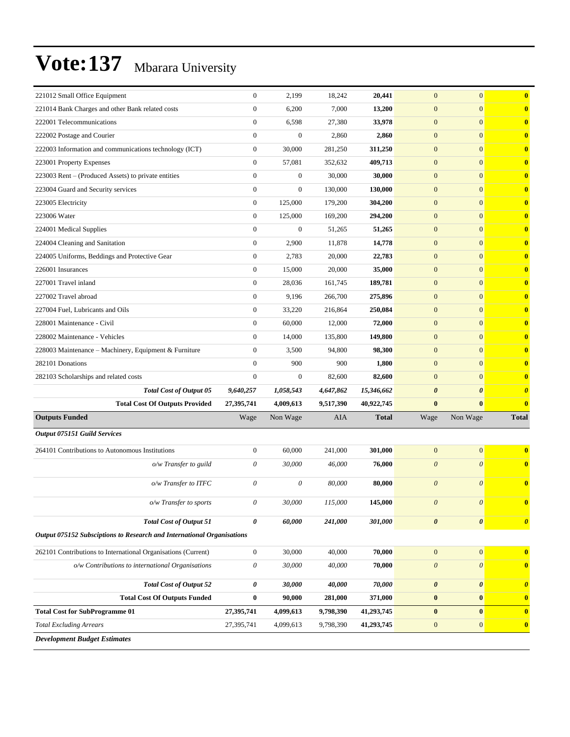# Vote:137 Mbarara University

| | | | | | | | |
|---|---|---|---|---|---|---|---|
| 221012 Small Office Equipment | 0 | 2,199 | 18,242 | **20,441** | 0 | 0 | **0** |
| 221014 Bank Charges and other Bank related costs | 0 | 6,200 | 7,000 | **13,200** | 0 | 0 | **0** |
| 222001 Telecommunications | 0 | 6,598 | 27,380 | **33,978** | 0 | 0 | **0** |
| 222002 Postage and Courier | 0 | 0 | 2,860 | **2,860** | 0 | 0 | **0** |
| 222003 Information and communications technology (ICT) | 0 | 30,000 | 281,250 | **311,250** | 0 | 0 | **0** |
| 223001 Property Expenses | 0 | 57,081 | 352,632 | **409,713** | 0 | 0 | **0** |
| 223003 Rent – (Produced Assets) to private entities | 0 | 0 | 30,000 | **30,000** | 0 | 0 | **0** |
| 223004 Guard and Security services | 0 | 0 | 130,000 | **130,000** | 0 | 0 | **0** |
| 223005 Electricity | 0 | 125,000 | 179,200 | **304,200** | 0 | 0 | **0** |
| 223006 Water | 0 | 125,000 | 169,200 | **294,200** | 0 | 0 | **0** |
| 224001 Medical Supplies | 0 | 0 | 51,265 | **51,265** | 0 | 0 | **0** |
| 224004 Cleaning and Sanitation | 0 | 2,900 | 11,878 | **14,778** | 0 | 0 | **0** |
| 224005 Uniforms, Beddings and Protective Gear | 0 | 2,783 | 20,000 | **22,783** | 0 | 0 | **0** |
| 226001 Insurances | 0 | 15,000 | 20,000 | **35,000** | 0 | 0 | **0** |
| 227001 Travel inland | 0 | 28,036 | 161,745 | **189,781** | 0 | 0 | **0** |
| 227002 Travel abroad | 0 | 9,196 | 266,700 | **275,896** | 0 | 0 | **0** |
| 227004 Fuel, Lubricants and Oils | 0 | 33,220 | 216,864 | **250,084** | 0 | 0 | **0** |
| 228001 Maintenance - Civil | 0 | 60,000 | 12,000 | **72,000** | 0 | 0 | **0** |
| 228002 Maintenance - Vehicles | 0 | 14,000 | 135,800 | **149,800** | 0 | 0 | **0** |
| 228003 Maintenance – Machinery, Equipment & Furniture | 0 | 3,500 | 94,800 | **98,300** | 0 | 0 | **0** |
| 282101 Donations | 0 | 900 | 900 | **1,800** | 0 | 0 | **0** |
| 282103 Scholarships and related costs | 0 | 0 | 82,600 | **82,600** | 0 | 0 | **0** |
| ***Total Cost of Output 05*** | ***9,640,257*** | ***1,058,543*** | ***4,647,862*** | ***15,346,662*** | ***0*** | ***0*** | ***0*** |
| **Total Cost Of Outputs Provided** | **27,395,741** | **4,009,613** | **9,517,390** | **40,922,745** | **0** | **0** | **0** |
| **Outputs Funded** | Wage | Non Wage | AIA | **Total** | Wage | Non Wage | **Total** |
| ***Output 075151 Guild Services*** | | | | | | | |
| 264101 Contributions to Autonomous Institutions | 0 | 60,000 | 241,000 | **301,000** | 0 | 0 | **0** |
| *o/w Transfer to guild* | *0* | *30,000* | *46,000* | **76,000** | *0* | *0* | **0** |
| *o/w Transfer to ITFC* | *0* | *0* | *80,000* | **80,000** | *0* | *0* | **0** |
| *o/w Transfer to sports* | *0* | *30,000* | *115,000* | **145,000** | *0* | *0* | **0** |
| ***Total Cost of Output 51*** | ***0*** | ***60,000*** | ***241,000*** | ***301,000*** | ***0*** | ***0*** | ***0*** |
| ***Output 075152 Subsciptions to Research and International Organisations*** | | | | | | | |
| 262101 Contributions to International Organisations (Current) | 0 | 30,000 | 40,000 | **70,000** | 0 | 0 | **0** |
| *o/w Contributions to international Organisations* | *0* | *30,000* | *40,000* | **70,000** | *0* | *0* | **0** |
| ***Total Cost of Output 52*** | ***0*** | ***30,000*** | ***40,000*** | ***70,000*** | ***0*** | ***0*** | ***0*** |
| **Total Cost Of Outputs Funded** | **0** | **90,000** | **281,000** | **371,000** | **0** | **0** | **0** |
| **Total Cost for SubProgramme 01** | **27,395,741** | **4,099,613** | **9,798,390** | **41,293,745** | **0** | **0** | **0** |
| *Total Excluding Arrears* | 27,395,741 | 4,099,613 | 9,798,390 | **41,293,745** | 0 | 0 | **0** |
| ***Development Budget Estimates*** | | | | | | | |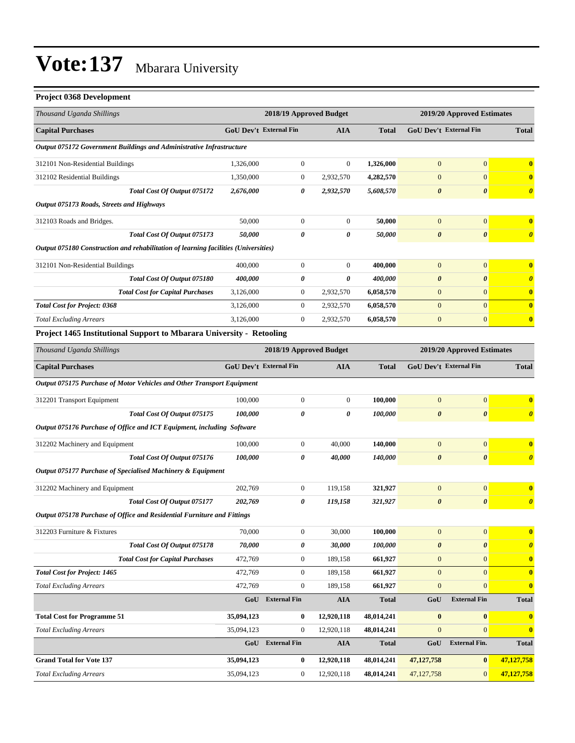# Vote:137 Mbarara University

### Project 0368 Development

| *Thousand Uganda Shillings* | 2018/19 Approved Budget | | | | 2019/20 Approved Estimates | | |
|---|---|---|---|---|---|---|---|
| **Capital Purchases** | **GoU Dev't** | **External Fin** | **AIA** | **Total** | **GoU Dev't** | **External Fin** | **Total** |
| ***Output 075172 Government Buildings and Administrative Infrastructure*** | | | | | | | |
| 312101 Non-Residential Buildings | 1,326,000 | 0 | 0 | **1,326,000** | 0 | 0 | **0** |
| 312102 Residential Buildings | 1,350,000 | 0 | 2,932,570 | **4,282,570** | 0 | 0 | **0** |
| ***Total Cost Of Output 075172*** | ***2,676,000*** | ***0*** | ***2,932,570*** | ***5,608,570*** | ***0*** | ***0*** | ***0*** |
| ***Output 075173 Roads, Streets and Highways*** | | | | | | | |
| 312103 Roads and Bridges. | 50,000 | 0 | 0 | **50,000** | 0 | 0 | **0** |
| ***Total Cost Of Output 075173*** | ***50,000*** | ***0*** | ***0*** | ***50,000*** | ***0*** | ***0*** | ***0*** |
| ***Output 075180 Construction and rehabilitation of learning facilities (Universities)*** | | | | | | | |
| 312101 Non-Residential Buildings | 400,000 | 0 | 0 | **400,000** | 0 | 0 | **0** |
| ***Total Cost Of Output 075180*** | ***400,000*** | ***0*** | ***0*** | ***400,000*** | ***0*** | ***0*** | ***0*** |
| ***Total Cost for Capital Purchases*** | 3,126,000 | 0 | 2,932,570 | **6,058,570** | 0 | 0 | **0** |
| ***Total Cost for Project: 0368*** | 3,126,000 | 0 | 2,932,570 | **6,058,570** | 0 | 0 | **0** |
| *Total Excluding Arrears* | 3,126,000 | 0 | 2,932,570 | **6,058,570** | 0 | 0 | **0** |

### Project 1465 Institutional Support to Mbarara University - Retooling

| *Thousand Uganda Shillings* | 2018/19 Approved Budget | | | | 2019/20 Approved Estimates | | |
|---|---|---|---|---|---|---|---|
| **Capital Purchases** | **GoU Dev't** | **External Fin** | **AIA** | **Total** | **GoU Dev't** | **External Fin** | **Total** |
| ***Output 075175 Purchase of Motor Vehicles and Other Transport Equipment*** | | | | | | | |
| 312201 Transport Equipment | 100,000 | 0 | 0 | **100,000** | 0 | 0 | **0** |
| ***Total Cost Of Output 075175*** | ***100,000*** | ***0*** | ***0*** | ***100,000*** | ***0*** | ***0*** | ***0*** |
| ***Output 075176 Purchase of Office and ICT Equipment, including Software*** | | | | | | | |
| 312202 Machinery and Equipment | 100,000 | 0 | 40,000 | **140,000** | 0 | 0 | **0** |
| ***Total Cost Of Output 075176*** | ***100,000*** | ***0*** | ***40,000*** | ***140,000*** | ***0*** | ***0*** | ***0*** |
| ***Output 075177 Purchase of Specialised Machinery & Equipment*** | | | | | | | |
| 312202 Machinery and Equipment | 202,769 | 0 | 119,158 | **321,927** | 0 | 0 | **0** |
| ***Total Cost Of Output 075177*** | ***202,769*** | ***0*** | ***119,158*** | ***321,927*** | ***0*** | ***0*** | ***0*** |
| ***Output 075178 Purchase of Office and Residential Furniture and Fittings*** | | | | | | | |
| 312203 Furniture & Fixtures | 70,000 | 0 | 30,000 | **100,000** | 0 | 0 | **0** |
| ***Total Cost Of Output 075178*** | ***70,000*** | ***0*** | ***30,000*** | ***100,000*** | ***0*** | ***0*** | ***0*** |
| ***Total Cost for Capital Purchases*** | 472,769 | 0 | 189,158 | **661,927** | 0 | 0 | **0** |
| ***Total Cost for Project: 1465*** | 472,769 | 0 | 189,158 | **661,927** | 0 | 0 | **0** |
| *Total Excluding Arrears* | 472,769 | 0 | 189,158 | **661,927** | 0 | 0 | **0** |
| | **GoU** | **External Fin** | **AIA** | **Total** | **GoU** | **External Fin** | **Total** |
| **Total Cost for Programme 51** | **35,094,123** | **0** | **12,920,118** | **48,014,241** | **0** | **0** | **0** |
| *Total Excluding Arrears* | 35,094,123 | 0 | 12,920,118 | **48,014,241** | 0 | 0 | **0** |
| | **GoU** | **External Fin** | **AIA** | **Total** | **GoU** | **External Fin.** | **Total** |
| **Grand Total for Vote 137** | **35,094,123** | **0** | **12,920,118** | **48,014,241** | **47,127,758** | **0** | **47,127,758** |
| *Total Excluding Arrears* | 35,094,123 | 0 | 12,920,118 | **48,014,241** | 47,127,758 | 0 | **47,127,758** |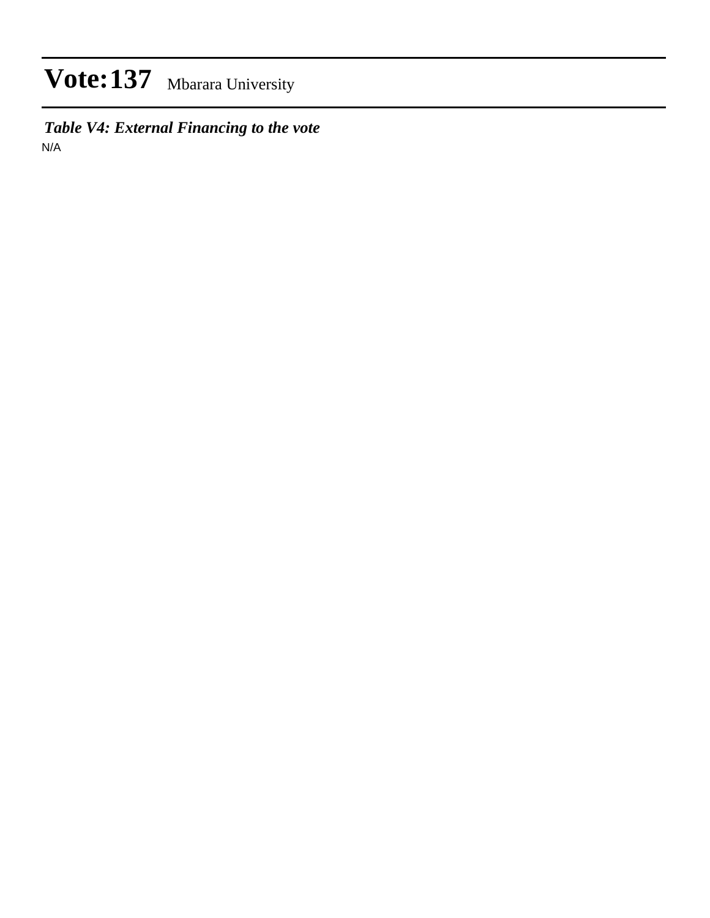# Vote:137 Mbarara University

***Table V4: External Financing to the vote***

N/A